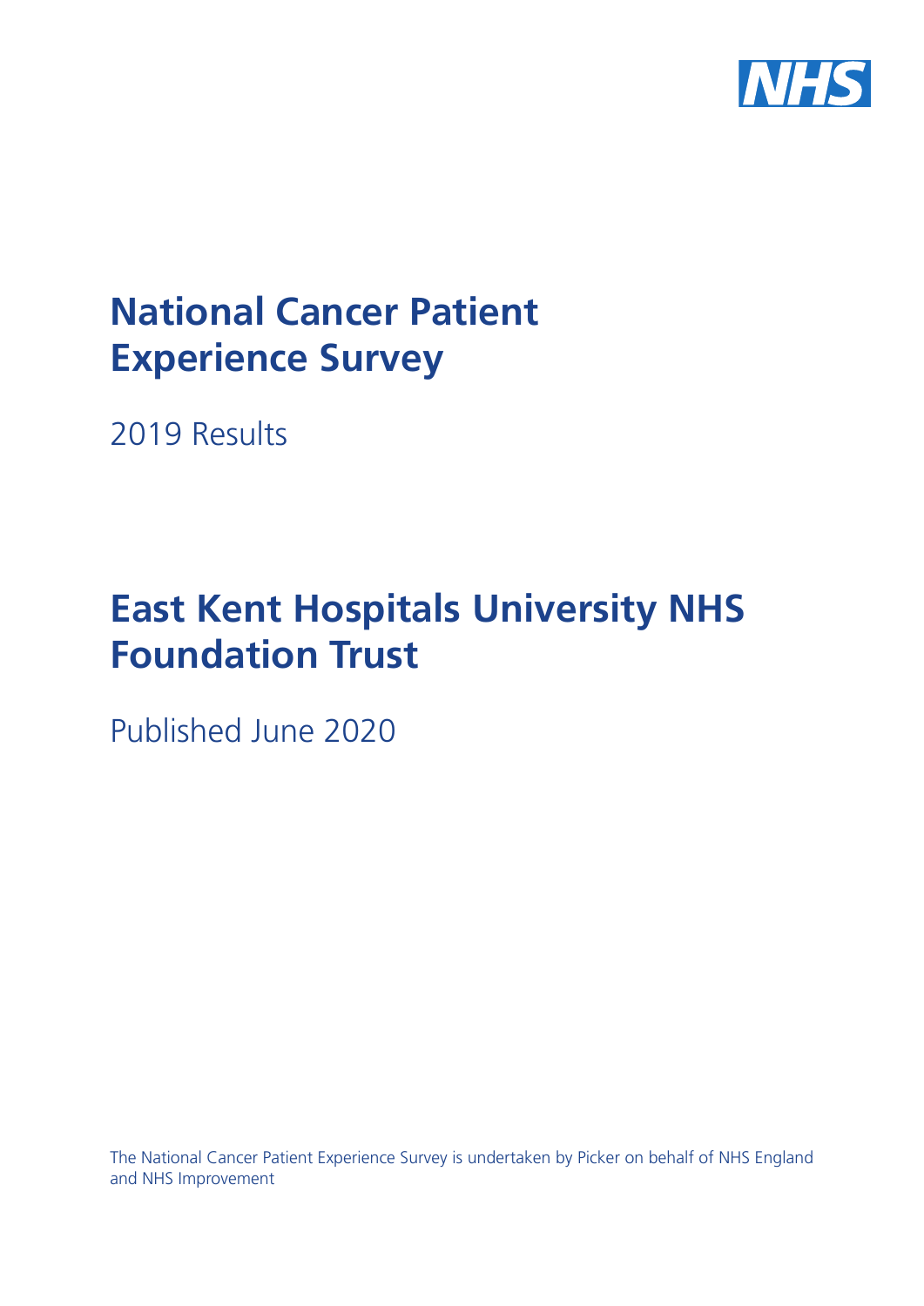NHS

# National Cancer Patient Experience Survey

2019 Results

# East Kent Hospitals University NHS Foundation Trust

Published June 2020

The National Cancer Patient Experience Survey is undertaken by Picker on behalf of NHS England and NHS Improvement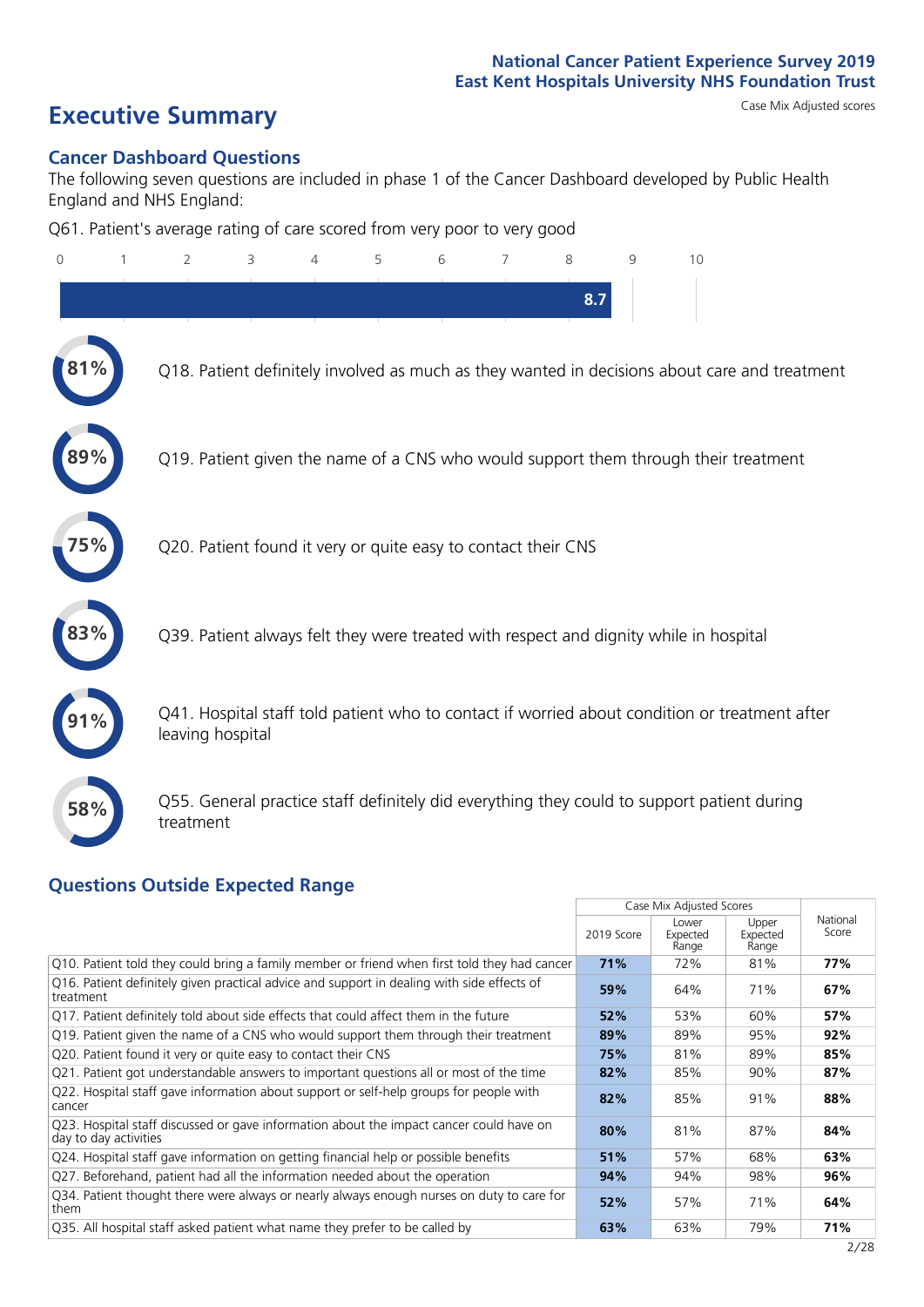**National Cancer Patient Experience Survey 2019**
**East Kent Hospitals University NHS Foundation Trust**

# Executive Summary

Case Mix Adjusted scores

## Cancer Dashboard Questions

The following seven questions are included in phase 1 of the Cancer Dashboard developed by Public Health England and NHS England:

Q61. Patient's average rating of care scored from very poor to very good

**8.7**

- **81%** Q18. Patient definitely involved as much as they wanted in decisions about care and treatment
- **89%** Q19. Patient given the name of a CNS who would support them through their treatment
- **75%** Q20. Patient found it very or quite easy to contact their CNS
- **83%** Q39. Patient always felt they were treated with respect and dignity while in hospital
- **91%** Q41. Hospital staff told patient who to contact if worried about condition or treatment after leaving hospital
- **58%** Q55. General practice staff definitely did everything they could to support patient during treatment

## Questions Outside Expected Range

| | Case Mix Adjusted Scores | | | National Score |
|---|---|---|---|---|
| | 2019 Score | Lower Expected Range | Upper Expected Range | |
| Q10. Patient told they could bring a family member or friend when first told they had cancer | **71%** | 72% | 81% | **77%** |
| Q16. Patient definitely given practical advice and support in dealing with side effects of treatment | **59%** | 64% | 71% | **67%** |
| Q17. Patient definitely told about side effects that could affect them in the future | **52%** | 53% | 60% | **57%** |
| Q19. Patient given the name of a CNS who would support them through their treatment | **89%** | 89% | 95% | **92%** |
| Q20. Patient found it very or quite easy to contact their CNS | **75%** | 81% | 89% | **85%** |
| Q21. Patient got understandable answers to important questions all or most of the time | **82%** | 85% | 90% | **87%** |
| Q22. Hospital staff gave information about support or self-help groups for people with cancer | **82%** | 85% | 91% | **88%** |
| Q23. Hospital staff discussed or gave information about the impact cancer could have on day to day activities | **80%** | 81% | 87% | **84%** |
| Q24. Hospital staff gave information on getting financial help or possible benefits | **51%** | 57% | 68% | **63%** |
| Q27. Beforehand, patient had all the information needed about the operation | **94%** | 94% | 98% | **96%** |
| Q34. Patient thought there were always or nearly always enough nurses on duty to care for them | **52%** | 57% | 71% | **64%** |
| Q35. All hospital staff asked patient what name they prefer to be called by | **63%** | 63% | 79% | **71%** |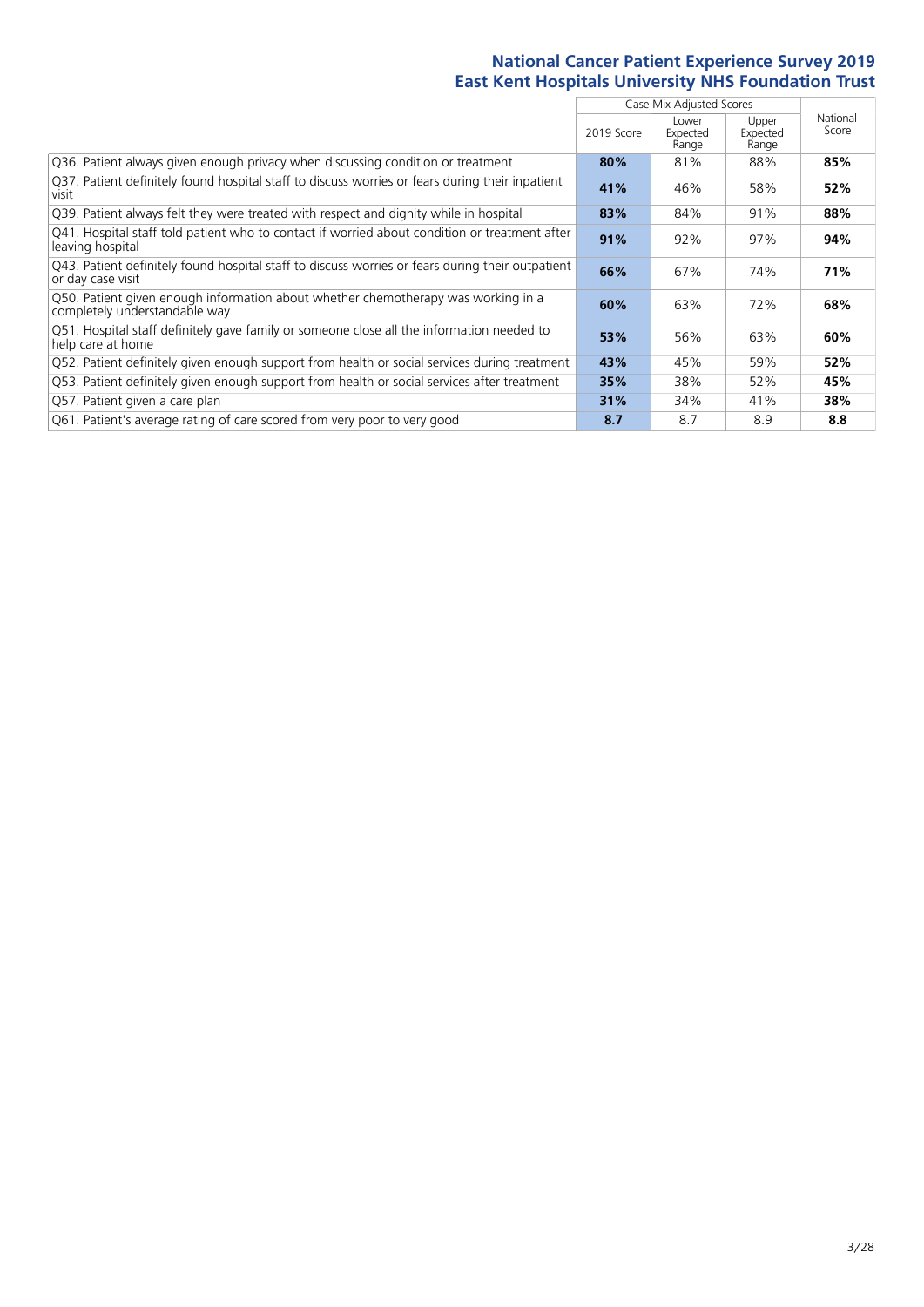# National Cancer Patient Experience Survey 2019
## East Kent Hospitals University NHS Foundation Trust

| | Case Mix Adjusted Scores | | | National Score |
|---|---|---|---|---|
| | 2019 Score | Lower Expected Range | Upper Expected Range | |
| Q36. Patient always given enough privacy when discussing condition or treatment | **80%** | 81% | 88% | **85%** |
| Q37. Patient definitely found hospital staff to discuss worries or fears during their inpatient visit | **41%** | 46% | 58% | **52%** |
| Q39. Patient always felt they were treated with respect and dignity while in hospital | **83%** | 84% | 91% | **88%** |
| Q41. Hospital staff told patient who to contact if worried about condition or treatment after leaving hospital | **91%** | 92% | 97% | **94%** |
| Q43. Patient definitely found hospital staff to discuss worries or fears during their outpatient or day case visit | **66%** | 67% | 74% | **71%** |
| Q50. Patient given enough information about whether chemotherapy was working in a completely understandable way | **60%** | 63% | 72% | **68%** |
| Q51. Hospital staff definitely gave family or someone close all the information needed to help care at home | **53%** | 56% | 63% | **60%** |
| Q52. Patient definitely given enough support from health or social services during treatment | **43%** | 45% | 59% | **52%** |
| Q53. Patient definitely given enough support from health or social services after treatment | **35%** | 38% | 52% | **45%** |
| Q57. Patient given a care plan | **31%** | 34% | 41% | **38%** |
| Q61. Patient's average rating of care scored from very poor to very good | **8.7** | 8.7 | 8.9 | **8.8** |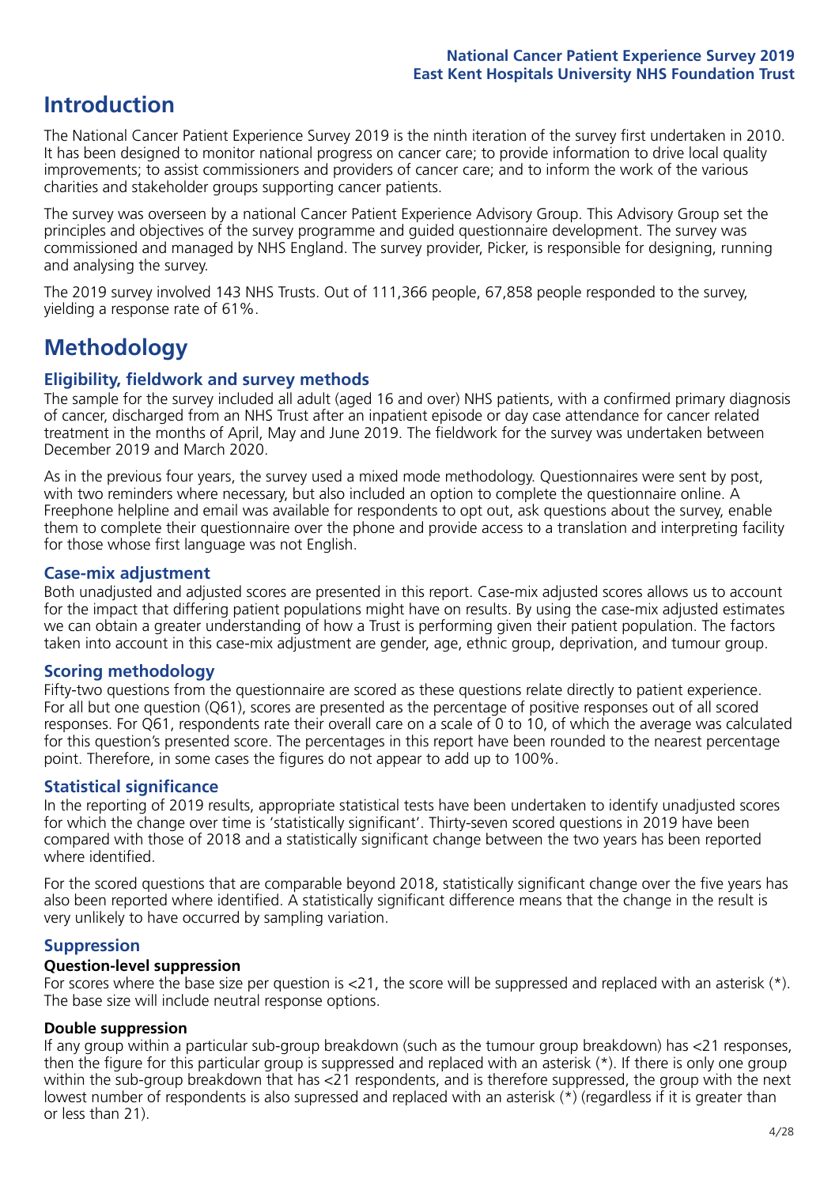# Introduction

The National Cancer Patient Experience Survey 2019 is the ninth iteration of the survey first undertaken in 2010. It has been designed to monitor national progress on cancer care; to provide information to drive local quality improvements; to assist commissioners and providers of cancer care; and to inform the work of the various charities and stakeholder groups supporting cancer patients.

The survey was overseen by a national Cancer Patient Experience Advisory Group. This Advisory Group set the principles and objectives of the survey programme and guided questionnaire development. The survey was commissioned and managed by NHS England. The survey provider, Picker, is responsible for designing, running and analysing the survey.

The 2019 survey involved 143 NHS Trusts. Out of 111,366 people, 67,858 people responded to the survey, yielding a response rate of 61%.

# Methodology

## Eligibility, fieldwork and survey methods

The sample for the survey included all adult (aged 16 and over) NHS patients, with a confirmed primary diagnosis of cancer, discharged from an NHS Trust after an inpatient episode or day case attendance for cancer related treatment in the months of April, May and June 2019. The fieldwork for the survey was undertaken between December 2019 and March 2020.

As in the previous four years, the survey used a mixed mode methodology. Questionnaires were sent by post, with two reminders where necessary, but also included an option to complete the questionnaire online. A Freephone helpline and email was available for respondents to opt out, ask questions about the survey, enable them to complete their questionnaire over the phone and provide access to a translation and interpreting facility for those whose first language was not English.

## Case-mix adjustment

Both unadjusted and adjusted scores are presented in this report. Case-mix adjusted scores allows us to account for the impact that differing patient populations might have on results. By using the case-mix adjusted estimates we can obtain a greater understanding of how a Trust is performing given their patient population. The factors taken into account in this case-mix adjustment are gender, age, ethnic group, deprivation, and tumour group.

## Scoring methodology

Fifty-two questions from the questionnaire are scored as these questions relate directly to patient experience. For all but one question (Q61), scores are presented as the percentage of positive responses out of all scored responses. For Q61, respondents rate their overall care on a scale of 0 to 10, of which the average was calculated for this question's presented score. The percentages in this report have been rounded to the nearest percentage point. Therefore, in some cases the figures do not appear to add up to 100%.

## Statistical significance

In the reporting of 2019 results, appropriate statistical tests have been undertaken to identify unadjusted scores for which the change over time is 'statistically significant'. Thirty-seven scored questions in 2019 have been compared with those of 2018 and a statistically significant change between the two years has been reported where identified.

For the scored questions that are comparable beyond 2018, statistically significant change over the five years has also been reported where identified. A statistically significant difference means that the change in the result is very unlikely to have occurred by sampling variation.

## Suppression

### Question-level suppression

For scores where the base size per question is <21, the score will be suppressed and replaced with an asterisk (*). The base size will include neutral response options.

### Double suppression

If any group within a particular sub-group breakdown (such as the tumour group breakdown) has <21 responses, then the figure for this particular group is suppressed and replaced with an asterisk (*). If there is only one group within the sub-group breakdown that has <21 respondents, and is therefore suppressed, the group with the next lowest number of respondents is also supressed and replaced with an asterisk (*) (regardless if it is greater than or less than 21).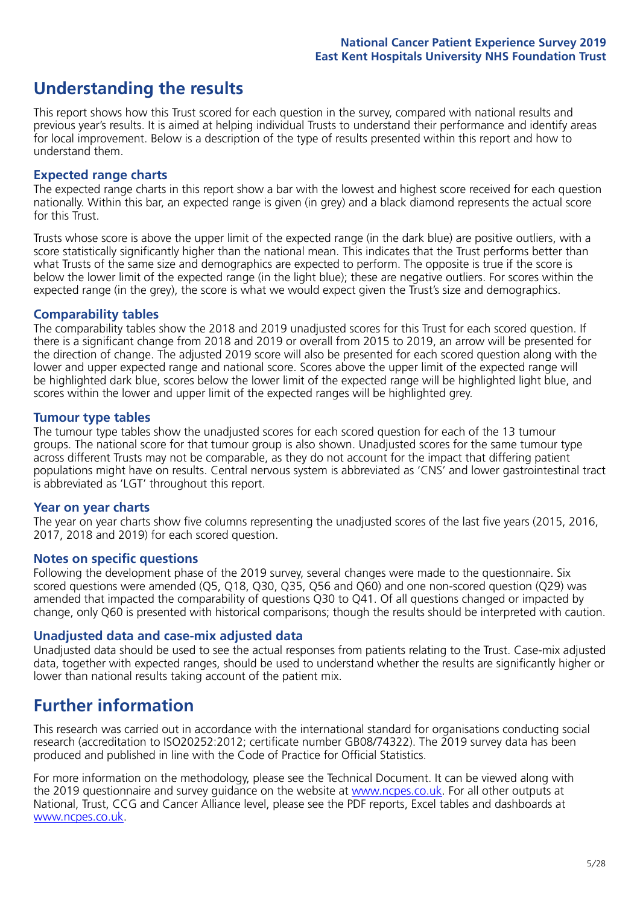# Understanding the results

This report shows how this Trust scored for each question in the survey, compared with national results and previous year's results. It is aimed at helping individual Trusts to understand their performance and identify areas for local improvement. Below is a description of the type of results presented within this report and how to understand them.

## Expected range charts

The expected range charts in this report show a bar with the lowest and highest score received for each question nationally. Within this bar, an expected range is given (in grey) and a black diamond represents the actual score for this Trust.

Trusts whose score is above the upper limit of the expected range (in the dark blue) are positive outliers, with a score statistically significantly higher than the national mean. This indicates that the Trust performs better than what Trusts of the same size and demographics are expected to perform. The opposite is true if the score is below the lower limit of the expected range (in the light blue); these are negative outliers. For scores within the expected range (in the grey), the score is what we would expect given the Trust's size and demographics.

## Comparability tables

The comparability tables show the 2018 and 2019 unadjusted scores for this Trust for each scored question. If there is a significant change from 2018 and 2019 or overall from 2015 to 2019, an arrow will be presented for the direction of change. The adjusted 2019 score will also be presented for each scored question along with the lower and upper expected range and national score. Scores above the upper limit of the expected range will be highlighted dark blue, scores below the lower limit of the expected range will be highlighted light blue, and scores within the lower and upper limit of the expected ranges will be highlighted grey.

## Tumour type tables

The tumour type tables show the unadjusted scores for each scored question for each of the 13 tumour groups. The national score for that tumour group is also shown. Unadjusted scores for the same tumour type across different Trusts may not be comparable, as they do not account for the impact that differing patient populations might have on results. Central nervous system is abbreviated as 'CNS' and lower gastrointestinal tract is abbreviated as 'LGT' throughout this report.

## Year on year charts

The year on year charts show five columns representing the unadjusted scores of the last five years (2015, 2016, 2017, 2018 and 2019) for each scored question.

## Notes on specific questions

Following the development phase of the 2019 survey, several changes were made to the questionnaire. Six scored questions were amended (Q5, Q18, Q30, Q35, Q56 and Q60) and one non-scored question (Q29) was amended that impacted the comparability of questions Q30 to Q41. Of all questions changed or impacted by change, only Q60 is presented with historical comparisons; though the results should be interpreted with caution.

## Unadjusted data and case-mix adjusted data

Unadjusted data should be used to see the actual responses from patients relating to the Trust. Case-mix adjusted data, together with expected ranges, should be used to understand whether the results are significantly higher or lower than national results taking account of the patient mix.

# Further information

This research was carried out in accordance with the international standard for organisations conducting social research (accreditation to ISO20252:2012; certificate number GB08/74322). The 2019 survey data has been produced and published in line with the Code of Practice for Official Statistics.

For more information on the methodology, please see the Technical Document. It can be viewed along with the 2019 questionnaire and survey guidance on the website at www.ncpes.co.uk. For all other outputs at National, Trust, CCG and Cancer Alliance level, please see the PDF reports, Excel tables and dashboards at www.ncpes.co.uk.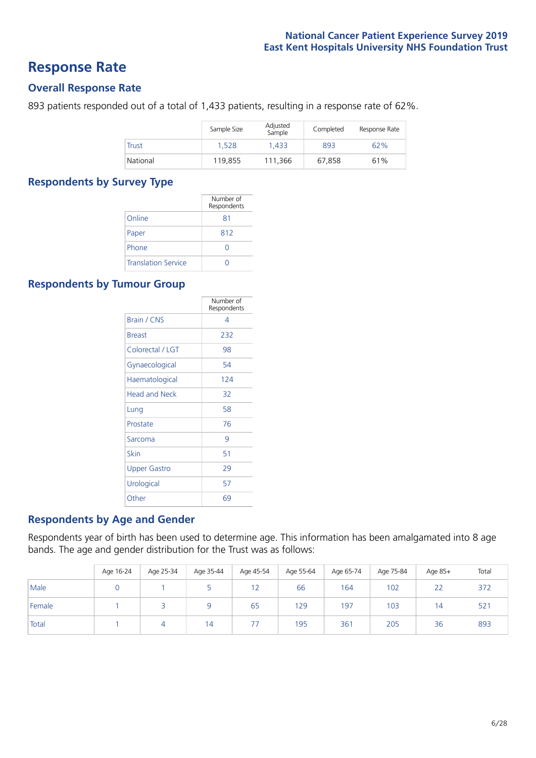# Response Rate

## Overall Response Rate

893 patients responded out of a total of 1,433 patients, resulting in a response rate of 62%.

| | Sample Size | Adjusted Sample | Completed | Response Rate |
|---|---|---|---|---|
| Trust | 1,528 | 1,433 | 893 | 62% |
| National | 119,855 | 111,366 | 67,858 | 61% |

## Respondents by Survey Type

| | Number of Respondents |
|---|---|
| Online | 81 |
| Paper | 812 |
| Phone | 0 |
| Translation Service | 0 |

## Respondents by Tumour Group

| | Number of Respondents |
|---|---|
| Brain / CNS | 4 |
| Breast | 232 |
| Colorectal / LGT | 98 |
| Gynaecological | 54 |
| Haematological | 124 |
| Head and Neck | 32 |
| Lung | 58 |
| Prostate | 76 |
| Sarcoma | 9 |
| Skin | 51 |
| Upper Gastro | 29 |
| Urological | 57 |
| Other | 69 |

## Respondents by Age and Gender

Respondents year of birth has been used to determine age. This information has been amalgamated into 8 age bands. The age and gender distribution for the Trust was as follows:

| | Age 16-24 | Age 25-34 | Age 35-44 | Age 45-54 | Age 55-64 | Age 65-74 | Age 75-84 | Age 85+ | Total |
|---|---|---|---|---|---|---|---|---|---|
| Male | 0 | 1 | 5 | 12 | 66 | 164 | 102 | 22 | 372 |
| Female | 1 | 3 | 9 | 65 | 129 | 197 | 103 | 14 | 521 |
| Total | 1 | 4 | 14 | 77 | 195 | 361 | 205 | 36 | 893 |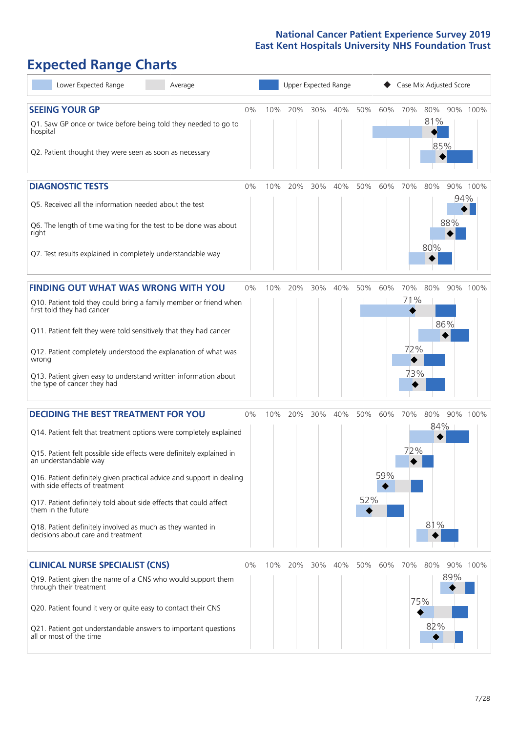# Expected Range Charts

Lower Expected Range | Average | Upper Expected Range | Case Mix Adjusted Score

## SEEING YOUR GP

| Question | Case Mix Adjusted Score |
|---|---|
| Q1. Saw GP once or twice before being told they needed to go to hospital | 81% |
| Q2. Patient thought they were seen as soon as necessary | 85% |

## DIAGNOSTIC TESTS

| Question | Case Mix Adjusted Score |
|---|---|
| Q5. Received all the information needed about the test | 94% |
| Q6. The length of time waiting for the test to be done was about right | 88% |
| Q7. Test results explained in completely understandable way | 80% |

## FINDING OUT WHAT WAS WRONG WITH YOU

| Question | Case Mix Adjusted Score |
|---|---|
| Q10. Patient told they could bring a family member or friend when first told they had cancer | 71% |
| Q11. Patient felt they were told sensitively that they had cancer | 86% |
| Q12. Patient completely understood the explanation of what was wrong | 72% |
| Q13. Patient given easy to understand written information about the type of cancer they had | 73% |

## DECIDING THE BEST TREATMENT FOR YOU

| Question | Case Mix Adjusted Score |
|---|---|
| Q14. Patient felt that treatment options were completely explained | 84% |
| Q15. Patient felt possible side effects were definitely explained in an understandable way | 72% |
| Q16. Patient definitely given practical advice and support in dealing with side effects of treatment | 59% |
| Q17. Patient definitely told about side effects that could affect them in the future | 52% |
| Q18. Patient definitely involved as much as they wanted in decisions about care and treatment | 81% |

## CLINICAL NURSE SPECIALIST (CNS)

| Question | Case Mix Adjusted Score |
|---|---|
| Q19. Patient given the name of a CNS who would support them through their treatment | 89% |
| Q20. Patient found it very or quite easy to contact their CNS | 75% |
| Q21. Patient got understandable answers to important questions all or most of the time | 82% |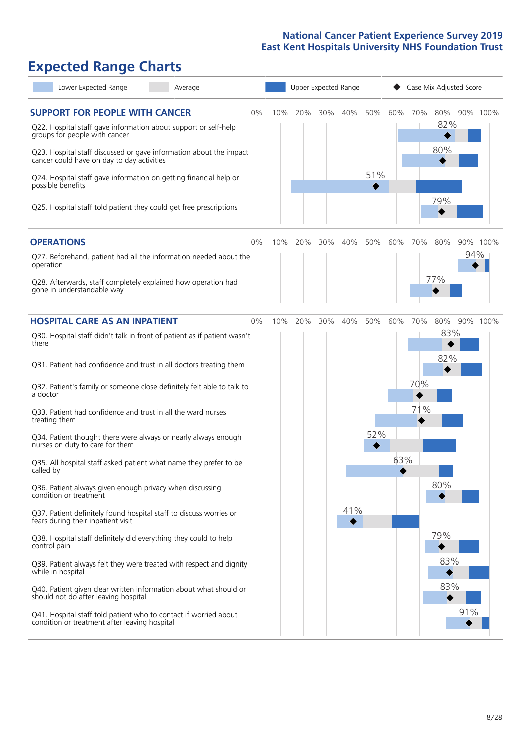# Expected Range Charts

Legend: Lower Expected Range | Average | Upper Expected Range | Case Mix Adjusted Score

## SUPPORT FOR PEOPLE WITH CANCER

| Question | Case Mix Adjusted Score |
|---|---|
| Q22. Hospital staff gave information about support or self-help groups for people with cancer | 82% |
| Q23. Hospital staff discussed or gave information about the impact cancer could have on day to day activities | 80% |
| Q24. Hospital staff gave information on getting financial help or possible benefits | 51% |
| Q25. Hospital staff told patient they could get free prescriptions | 79% |

## OPERATIONS

| Question | Case Mix Adjusted Score |
|---|---|
| Q27. Beforehand, patient had all the information needed about the operation | 94% |
| Q28. Afterwards, staff completely explained how operation had gone in understandable way | 77% |

## HOSPITAL CARE AS AN INPATIENT

| Question | Case Mix Adjusted Score |
|---|---|
| Q30. Hospital staff didn't talk in front of patient as if patient wasn't there | 83% |
| Q31. Patient had confidence and trust in all doctors treating them | 82% |
| Q32. Patient's family or someone close definitely felt able to talk to a doctor | 70% |
| Q33. Patient had confidence and trust in all the ward nurses treating them | 71% |
| Q34. Patient thought there were always or nearly always enough nurses on duty to care for them | 52% |
| Q35. All hospital staff asked patient what name they prefer to be called by | 63% |
| Q36. Patient always given enough privacy when discussing condition or treatment | 80% |
| Q37. Patient definitely found hospital staff to discuss worries or fears during their inpatient visit | 41% |
| Q38. Hospital staff definitely did everything they could to help control pain | 79% |
| Q39. Patient always felt they were treated with respect and dignity while in hospital | 83% |
| Q40. Patient given clear written information about what should or should not do after leaving hospital | 83% |
| Q41. Hospital staff told patient who to contact if worried about condition or treatment after leaving hospital | 91% |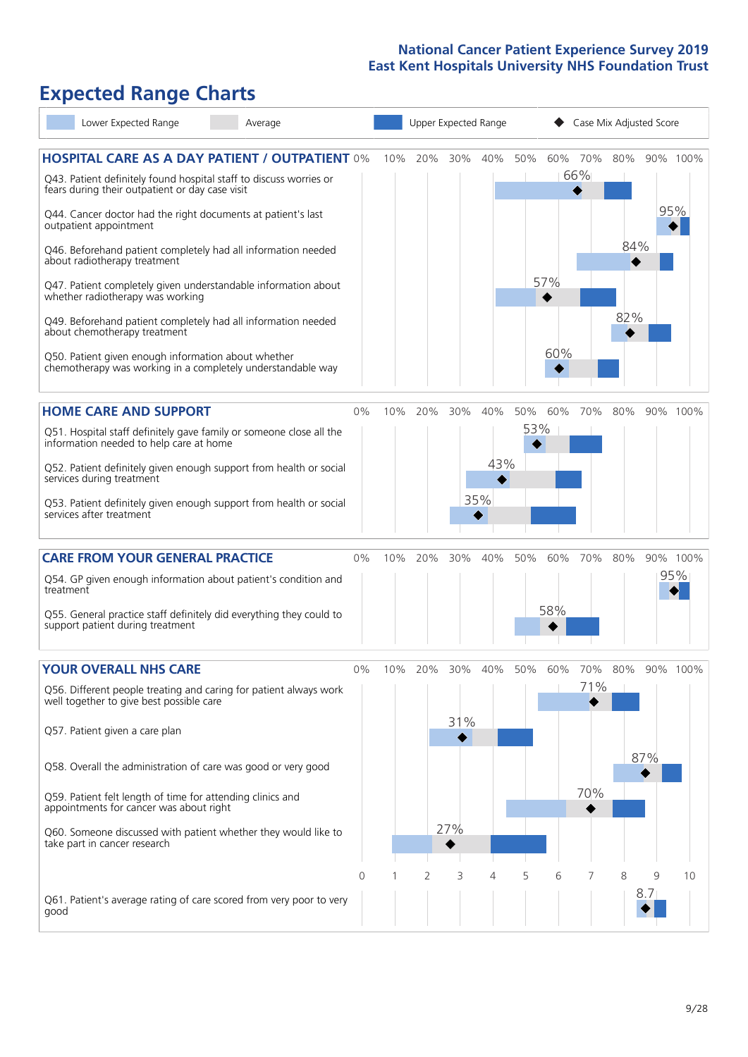National Cancer Patient Experience Survey 2019
East Kent Hospitals University NHS Foundation Trust

# Expected Range Charts

Legend: Lower Expected Range | Average | Upper Expected Range | Case Mix Adjusted Score

## HOSPITAL CARE AS A DAY PATIENT / OUTPATIENT

| Question | Case Mix Adjusted Score |
|---|---|
| Q43. Patient definitely found hospital staff to discuss worries or fears during their outpatient or day case visit | 66% |
| Q44. Cancer doctor had the right documents at patient's last outpatient appointment | 95% |
| Q46. Beforehand patient completely had all information needed about radiotherapy treatment | 84% |
| Q47. Patient completely given understandable information about whether radiotherapy treatment was working | 57% |
| Q49. Beforehand patient completely had all information needed about chemotherapy treatment | 82% |
| Q50. Patient given enough information about whether chemotherapy treatment was working in a completely understandable way | 60% |

## HOME CARE AND SUPPORT

| Question | Case Mix Adjusted Score |
|---|---|
| Q51. Hospital staff definitely gave family or someone close all the information needed to help care at home | 53% |
| Q52. Patient definitely given enough support from health or social services during treatment | 43% |
| Q53. Patient definitely given enough support from health or social services after treatment | 35% |

## CARE FROM YOUR GENERAL PRACTICE

| Question | Case Mix Adjusted Score |
|---|---|
| Q54. GP given enough information about patient's condition and treatment | 95% |
| Q55. General practice staff definitely did everything they could to support patient during treatment | 58% |

## YOUR OVERALL NHS CARE

| Question | Case Mix Adjusted Score |
|---|---|
| Q56. Different people treating and caring for patient always work well together to give best possible care | 71% |
| Q57. Patient given a care plan | 31% |
| Q58. Overall the administration of care was good or very good | 87% |
| Q59. Patient felt length of time for attending clinics and appointments for cancer was about right | 70% |
| Q60. Someone discussed with patient whether they would like to take part in cancer research | 27% |
| Q61. Patient's average rating of care scored from very poor to very good | 8.7 |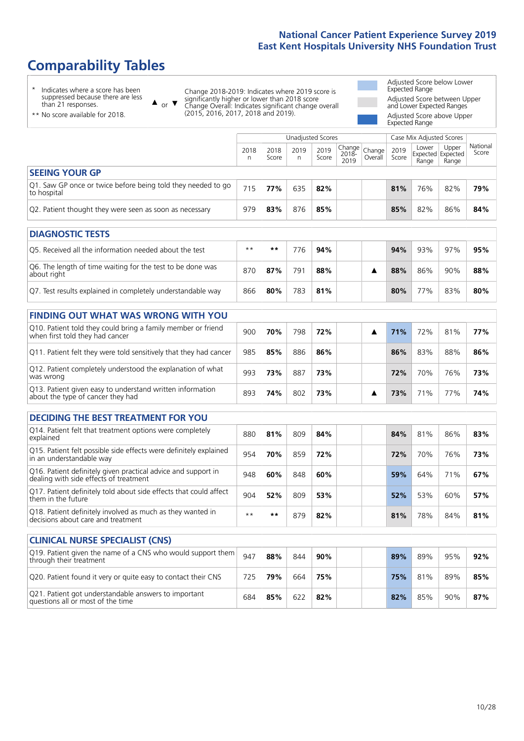# Comparability Tables

- \* Indicates where a score has been suppressed because there are less than 21 responses.
- \*\* No score available for 2018.

▲ or ▼ Change 2018-2019: Indicates where 2019 score is significantly higher or lower than 2018 score
Change Overall: Indicates significant change overall (2015, 2016, 2017, 2018 and 2019).

- Adjusted Score below Lower Expected Range
- Adjusted Score between Upper and Lower Expected Ranges
- Adjusted Score above Upper Expected Range

| | Unadjusted Scores | | | | | | Case Mix Adjusted Scores | | | |
|---|---|---|---|---|---|---|---|---|---|---|
| | 2018 n | 2018 Score | 2019 n | 2019 Score | Change 2018-2019 | Change Overall | 2019 Score | Lower Expected Range | Upper Expected Range | National Score |
| **SEEING YOUR GP** | | | | | | | | | | |
| Q1. Saw GP once or twice before being told they needed to go to hospital | 715 | **77%** | 635 | **82%** | | | **81%** | 76% | 82% | **79%** |
| Q2. Patient thought they were seen as soon as necessary | 979 | **83%** | 876 | **85%** | | | **85%** | 82% | 86% | **84%** |
| **DIAGNOSTIC TESTS** | | | | | | | | | | |
| Q5. Received all the information needed about the test | ** | ** | 776 | **94%** | | | **94%** | 93% | 97% | **95%** |
| Q6. The length of time waiting for the test to be done was about right | 870 | **87%** | 791 | **88%** | | ▲ | **88%** | 86% | 90% | **88%** |
| Q7. Test results explained in completely understandable way | 866 | **80%** | 783 | **81%** | | | **80%** | 77% | 83% | **80%** |
| **FINDING OUT WHAT WAS WRONG WITH YOU** | | | | | | | | | | |
| Q10. Patient told they could bring a family member or friend when first told they had cancer | 900 | **70%** | 798 | **72%** | | ▲ | **71%** | 72% | 81% | **77%** |
| Q11. Patient felt they were told sensitively that they had cancer | 985 | **85%** | 886 | **86%** | | | **86%** | 83% | 88% | **86%** |
| Q12. Patient completely understood the explanation of what was wrong | 993 | **73%** | 887 | **73%** | | | **72%** | 70% | 76% | **73%** |
| Q13. Patient given easy to understand written information about the type of cancer they had | 893 | **74%** | 802 | **73%** | | ▲ | **73%** | 71% | 77% | **74%** |
| **DECIDING THE BEST TREATMENT FOR YOU** | | | | | | | | | | |
| Q14. Patient felt that treatment options were completely explained | 880 | **81%** | 809 | **84%** | | | **84%** | 81% | 86% | **83%** |
| Q15. Patient felt possible side effects were definitely explained in an understandable way | 954 | **70%** | 859 | **72%** | | | **72%** | 70% | 76% | **73%** |
| Q16. Patient definitely given practical advice and support in dealing with side effects of treatment | 948 | **60%** | 848 | **60%** | | | **59%** | 64% | 71% | **67%** |
| Q17. Patient definitely told about side effects that could affect them in the future | 904 | **52%** | 809 | **53%** | | | **52%** | 53% | 60% | **57%** |
| Q18. Patient definitely involved as much as they wanted in decisions about care and treatment | ** | ** | 879 | **82%** | | | **81%** | 78% | 84% | **81%** |
| **CLINICAL NURSE SPECIALIST (CNS)** | | | | | | | | | | |
| Q19. Patient given the name of a CNS who would support them through their treatment | 947 | **88%** | 844 | **90%** | | | **89%** | 89% | 95% | **92%** |
| Q20. Patient found it very or quite easy to contact their CNS | 725 | **79%** | 664 | **75%** | | | **75%** | 81% | 89% | **85%** |
| Q21. Patient got understandable answers to important questions all or most of the time | 684 | **85%** | 622 | **82%** | | | **82%** | 85% | 90% | **87%** |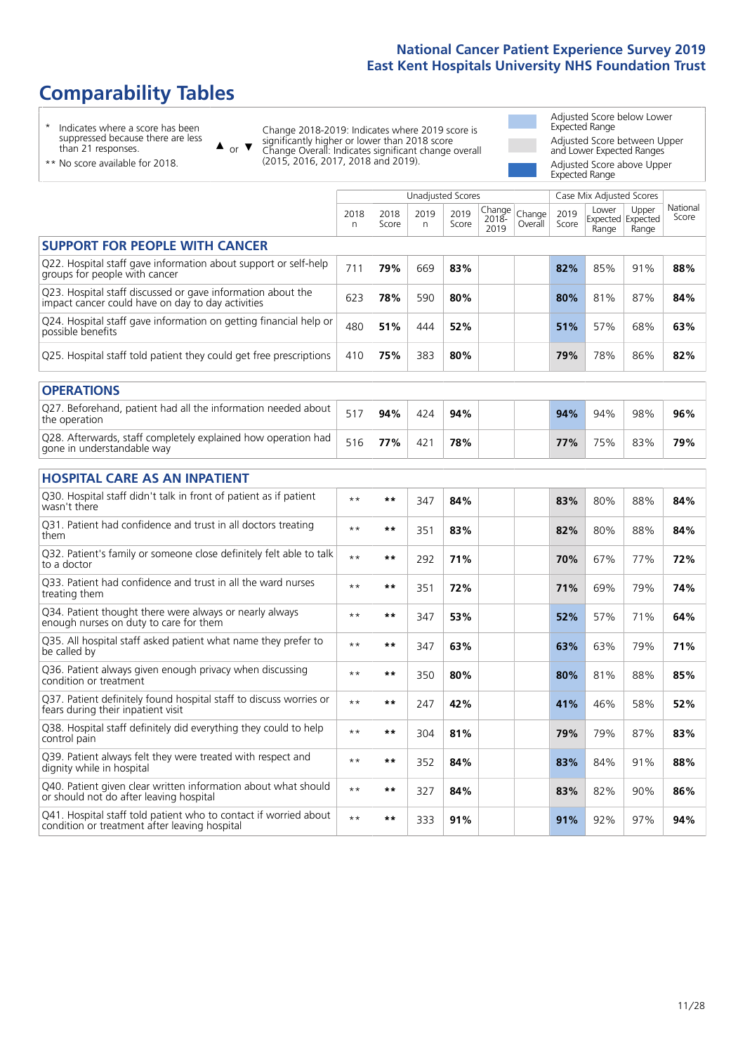# Comparability Tables

\* Indicates where a score has been suppressed because there are less than 21 responses.

** No score available for 2018.

▲ or ▼ Change 2018-2019: Indicates where 2019 score is significantly higher or lower than 2018 score. Change Overall: Indicates significant change overall (2015, 2016, 2017, 2018 and 2019).

Adjusted Score below Lower Expected Range

Adjusted Score between Upper and Lower Expected Ranges

Adjusted Score above Upper Expected Range

| | Unadjusted Scores | | | | | | Case Mix Adjusted Scores | | | |
|---|---|---|---|---|---|---|---|---|---|---|
| | 2018 n | 2018 Score | 2019 n | 2019 Score | Change 2018-2019 | Change Overall | 2019 Score | Lower Expected Range | Upper Expected Range | National Score |
| **SUPPORT FOR PEOPLE WITH CANCER** | | | | | | | | | | |
| Q22. Hospital staff gave information about support or self-help groups for people with cancer | 711 | 79% | 669 | 83% | | | 82% | 85% | 91% | 88% |
| Q23. Hospital staff discussed or gave information about the impact cancer could have on day to day activities | 623 | 78% | 590 | 80% | | | 80% | 81% | 87% | 84% |
| Q24. Hospital staff gave information on getting financial help or possible benefits | 480 | 51% | 444 | 52% | | | 51% | 57% | 68% | 63% |
| Q25. Hospital staff told patient they could get free prescriptions | 410 | 75% | 383 | 80% | | | 79% | 78% | 86% | 82% |
| **OPERATIONS** | | | | | | | | | | |
| Q27. Beforehand, patient had all the information needed about the operation | 517 | 94% | 424 | 94% | | | 94% | 94% | 98% | 96% |
| Q28. Afterwards, staff completely explained how operation had gone in understandable way | 516 | 77% | 421 | 78% | | | 77% | 75% | 83% | 79% |
| **HOSPITAL CARE AS AN INPATIENT** | | | | | | | | | | |
| Q30. Hospital staff didn't talk in front of patient as if patient wasn't there | ** | ** | 347 | 84% | | | 83% | 80% | 88% | 84% |
| Q31. Patient had confidence and trust in all doctors treating them | ** | ** | 351 | 83% | | | 82% | 80% | 88% | 84% |
| Q32. Patient's family or someone close definitely felt able to talk to a doctor | ** | ** | 292 | 71% | | | 70% | 67% | 77% | 72% |
| Q33. Patient had confidence and trust in all the ward nurses treating them | ** | ** | 351 | 72% | | | 71% | 69% | 79% | 74% |
| Q34. Patient thought there were always or nearly always enough nurses on duty to care for them | ** | ** | 347 | 53% | | | 52% | 57% | 71% | 64% |
| Q35. All hospital staff asked patient what name they prefer to be called by | ** | ** | 347 | 63% | | | 63% | 63% | 79% | 71% |
| Q36. Patient always given enough privacy when discussing condition or treatment | ** | ** | 350 | 80% | | | 80% | 81% | 88% | 85% |
| Q37. Patient definitely found hospital staff to discuss worries or fears during their inpatient visit | ** | ** | 247 | 42% | | | 41% | 46% | 58% | 52% |
| Q38. Hospital staff definitely did everything they could to help control pain | ** | ** | 304 | 81% | | | 79% | 79% | 87% | 83% |
| Q39. Patient always felt they were treated with respect and dignity while in hospital | ** | ** | 352 | 84% | | | 83% | 84% | 91% | 88% |
| Q40. Patient given clear written information about what should or should not do after leaving hospital | ** | ** | 327 | 84% | | | 83% | 82% | 90% | 86% |
| Q41. Hospital staff told patient who to contact if worried about condition or treatment after leaving hospital | ** | ** | 333 | 91% | | | 91% | 92% | 97% | 94% |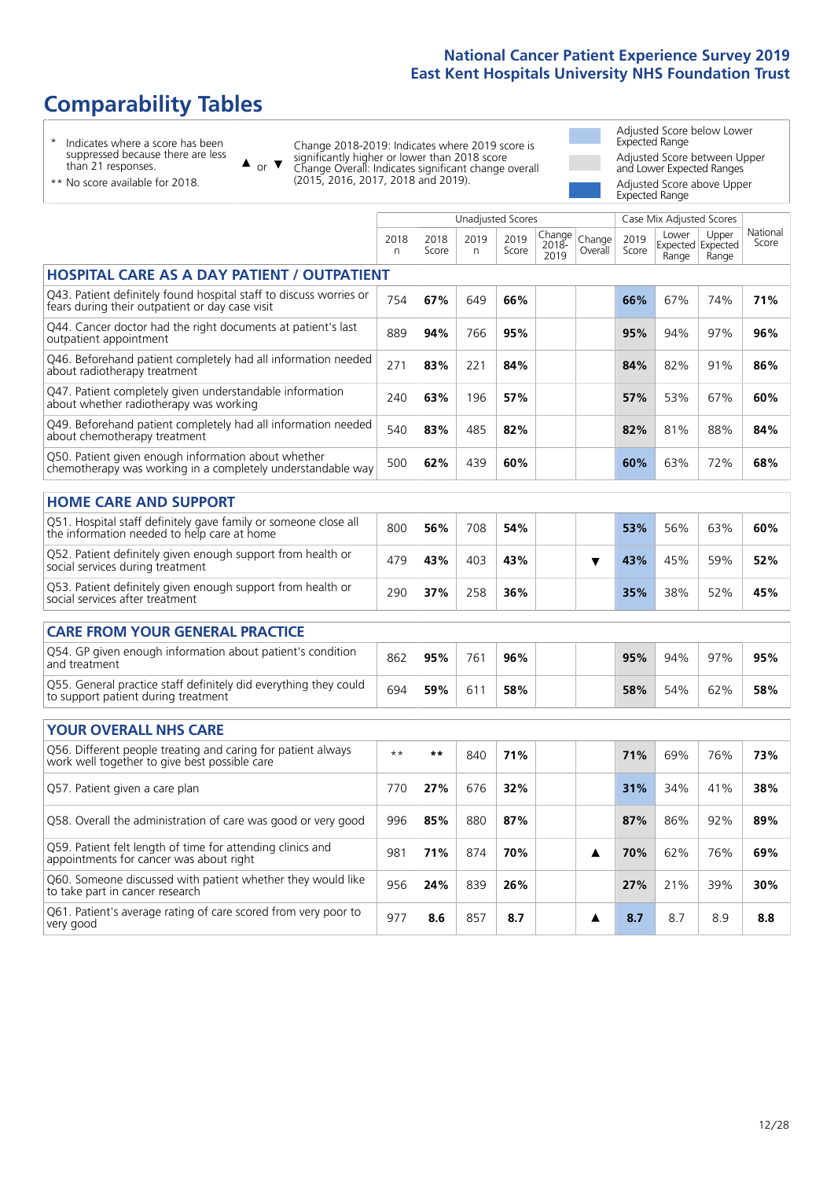# Comparability Tables

- \* Indicates where a score has been suppressed because there are less than 21 responses.
- \*\* No score available for 2018.

▲ or ▼ Change 2018-2019: Indicates where 2019 score is significantly higher or lower than 2018 score. Change Overall: Indicates significant change overall (2015, 2016, 2017, 2018 and 2019).

- Adjusted Score below Lower Expected Range
- Adjusted Score between Upper and Lower Expected Ranges
- Adjusted Score above Upper Expected Range

| | Unadjusted Scores | | | | | | Case Mix Adjusted Scores | | | |
|---|---|---|---|---|---|---|---|---|---|---|
| | 2018 n | 2018 Score | 2019 n | 2019 Score | Change 2018-2019 | Change Overall | 2019 Score | Lower Expected Range | Upper Expected Range | National Score |
| **HOSPITAL CARE AS A DAY PATIENT / OUTPATIENT** | | | | | | | | | | |
| Q43. Patient definitely found hospital staff to discuss worries or fears during their outpatient or day case visit | 754 | **67%** | 649 | **66%** | | | **66%** | 67% | 74% | **71%** |
| Q44. Cancer doctor had the right documents at patient's last outpatient appointment | 889 | **94%** | 766 | **95%** | | | **95%** | 94% | 97% | **96%** |
| Q46. Beforehand patient completely had all information needed about radiotherapy treatment | 271 | **83%** | 221 | **84%** | | | **84%** | 82% | 91% | **86%** |
| Q47. Patient completely given understandable information about whether radiotherapy was working | 240 | **63%** | 196 | **57%** | | | **57%** | 53% | 67% | **60%** |
| Q49. Beforehand patient completely had all information needed about chemotherapy treatment | 540 | **83%** | 485 | **82%** | | | **82%** | 81% | 88% | **84%** |
| Q50. Patient given enough information about whether chemotherapy was working in a completely understandable way | 500 | **62%** | 439 | **60%** | | | **60%** | 63% | 72% | **68%** |
| **HOME CARE AND SUPPORT** | | | | | | | | | | |
| Q51. Hospital staff definitely gave family or someone close all the information needed to help care at home | 800 | **56%** | 708 | **54%** | | | **53%** | 56% | 63% | **60%** |
| Q52. Patient definitely given enough support from health or social services during treatment | 479 | **43%** | 403 | **43%** | | ▼ | **43%** | 45% | 59% | **52%** |
| Q53. Patient definitely given enough support from health or social services after treatment | 290 | **37%** | 258 | **36%** | | | **35%** | 38% | 52% | **45%** |
| **CARE FROM YOUR GENERAL PRACTICE** | | | | | | | | | | |
| Q54. GP given enough information about patient's condition and treatment | 862 | **95%** | 761 | **96%** | | | **95%** | 94% | 97% | **95%** |
| Q55. General practice staff definitely did everything they could to support patient during treatment | 694 | **59%** | 611 | **58%** | | | **58%** | 54% | 62% | **58%** |
| **YOUR OVERALL NHS CARE** | | | | | | | | | | |
| Q56. Different people treating and caring for patient always work well together to give best possible care | ** | ** | 840 | **71%** | | | **71%** | 69% | 76% | **73%** |
| Q57. Patient given a care plan | 770 | **27%** | 676 | **32%** | | | **31%** | 34% | 41% | **38%** |
| Q58. Overall the administration of care was good or very good | 996 | **85%** | 880 | **87%** | | | **87%** | 86% | 92% | **89%** |
| Q59. Patient felt length of time for attending clinics and appointments for cancer was about right | 981 | **71%** | 874 | **70%** | | ▲ | **70%** | 62% | 76% | **69%** |
| Q60. Someone discussed with patient whether they would like to take part in cancer research | 956 | **24%** | 839 | **26%** | | | **27%** | 21% | 39% | **30%** |
| Q61. Patient's average rating of care scored from very poor to very good | 977 | **8.6** | 857 | **8.7** | | ▲ | **8.7** | 8.7 | 8.9 | **8.8** |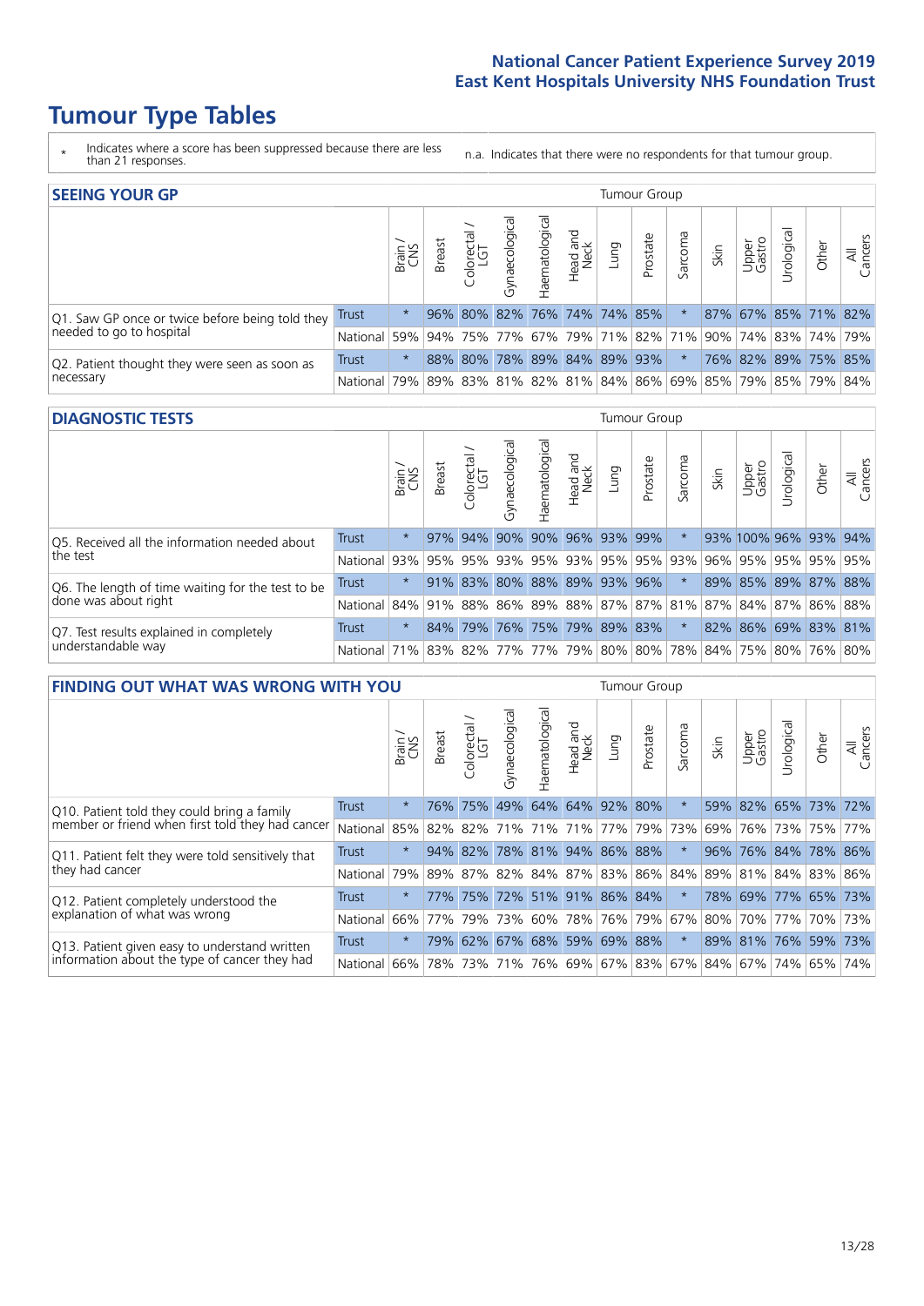# Tumour Type Tables

\* Indicates where a score has been suppressed because there are less than 21 responses.

n.a. Indicates that there were no respondents for that tumour group.

## SEEING YOUR GP

| | | Brain / CNS | Breast | Colorectal / LGT | Gynaecological | Haematological | Head and Neck | Lung | Prostate | Sarcoma | Skin | Upper Gastro | Urological | Other | All Cancers |
|---|---|---|---|---|---|---|---|---|---|---|---|---|---|---|---|
| Q1. Saw GP once or twice before being told they needed to go to hospital | Trust | * | 96% | 80% | 82% | 76% | 74% | 74% | 85% | * | 87% | 67% | 85% | 71% | 82% |
| | National | 59% | 94% | 75% | 77% | 67% | 79% | 71% | 82% | 71% | 90% | 74% | 83% | 74% | 79% |
| Q2. Patient thought they were seen as soon as necessary | Trust | * | 88% | 80% | 78% | 89% | 84% | 89% | 93% | * | 76% | 82% | 89% | 75% | 85% |
| | National | 79% | 89% | 83% | 81% | 82% | 81% | 84% | 86% | 69% | 85% | 79% | 85% | 79% | 84% |

## DIAGNOSTIC TESTS

| | | Brain / CNS | Breast | Colorectal / LGT | Gynaecological | Haematological | Head and Neck | Lung | Prostate | Sarcoma | Skin | Upper Gastro | Urological | Other | All Cancers |
|---|---|---|---|---|---|---|---|---|---|---|---|---|---|---|---|
| Q5. Received all the information needed about the test | Trust | * | 97% | 94% | 90% | 90% | 96% | 93% | 99% | * | 93% | 100% | 96% | 93% | 94% |
| | National | 93% | 95% | 95% | 93% | 95% | 93% | 95% | 95% | 93% | 96% | 95% | 95% | 95% | 95% |
| Q6. The length of time waiting for the test to be done was about right | Trust | * | 91% | 83% | 80% | 88% | 89% | 93% | 96% | * | 89% | 85% | 89% | 87% | 88% |
| | National | 84% | 91% | 88% | 86% | 89% | 88% | 87% | 87% | 81% | 87% | 84% | 87% | 86% | 88% |
| Q7. Test results explained in completely understandable way | Trust | * | 84% | 79% | 76% | 75% | 79% | 89% | 83% | * | 82% | 86% | 69% | 83% | 81% |
| | National | 71% | 83% | 82% | 77% | 77% | 79% | 80% | 80% | 78% | 84% | 75% | 80% | 76% | 80% |

## FINDING OUT WHAT WAS WRONG WITH YOU

| | | Brain / CNS | Breast | Colorectal / LGT | Gynaecological | Haematological | Head and Neck | Lung | Prostate | Sarcoma | Skin | Upper Gastro | Urological | Other | All Cancers |
|---|---|---|---|---|---|---|---|---|---|---|---|---|---|---|---|
| Q10. Patient told they could bring a family member or friend when first told they had cancer | Trust | * | 76% | 75% | 49% | 64% | 64% | 92% | 80% | * | 59% | 82% | 65% | 73% | 72% |
| | National | 85% | 82% | 82% | 71% | 71% | 71% | 77% | 79% | 73% | 69% | 76% | 73% | 75% | 77% |
| Q11. Patient felt they were told sensitively that they had cancer | Trust | * | 94% | 82% | 78% | 81% | 94% | 86% | 88% | * | 96% | 76% | 84% | 78% | 86% |
| | National | 79% | 89% | 87% | 82% | 84% | 87% | 83% | 86% | 84% | 89% | 81% | 84% | 83% | 86% |
| Q12. Patient completely understood the explanation of what was wrong | Trust | * | 77% | 75% | 72% | 51% | 91% | 86% | 84% | * | 78% | 69% | 77% | 65% | 73% |
| | National | 66% | 77% | 79% | 73% | 60% | 78% | 76% | 79% | 67% | 80% | 70% | 77% | 70% | 73% |
| Q13. Patient given easy to understand written information about the type of cancer they had | Trust | * | 79% | 62% | 67% | 68% | 59% | 69% | 88% | * | 89% | 81% | 76% | 59% | 73% |
| | National | 66% | 78% | 73% | 71% | 76% | 69% | 67% | 83% | 67% | 84% | 67% | 74% | 65% | 74% |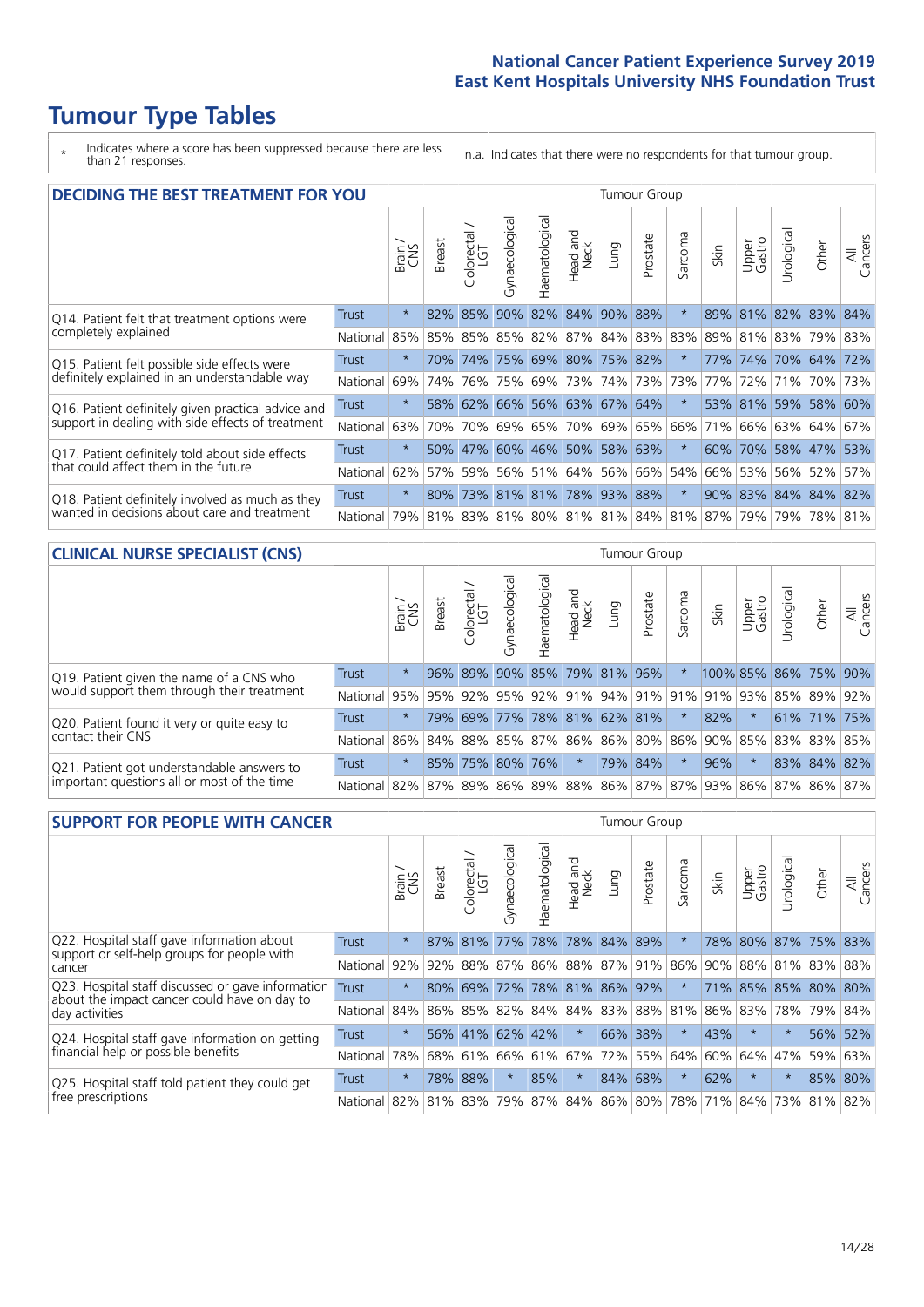# Tumour Type Tables

\* Indicates where a score has been suppressed because there are less than 21 responses.

n.a. Indicates that there were no respondents for that tumour group.

## DECIDING THE BEST TREATMENT FOR YOU

| | | Brain / CNS | Breast | Colorectal / LGT | Gynaecological | Haematological | Head and Neck | Lung | Prostate | Sarcoma | Skin | Upper Gastro | Urological | Other | All Cancers |
|---|---|---|---|---|---|---|---|---|---|---|---|---|---|---|---|
| Q14. Patient felt that treatment options were completely explained | Trust | * | 82% | 85% | 90% | 82% | 84% | 90% | 88% | * | 89% | 81% | 82% | 83% | 84% |
| | National | 85% | 85% | 85% | 85% | 82% | 87% | 84% | 83% | 83% | 89% | 81% | 83% | 79% | 83% |
| Q15. Patient felt possible side effects were definitely explained in an understandable way | Trust | * | 70% | 74% | 75% | 69% | 80% | 75% | 82% | * | 77% | 74% | 70% | 64% | 72% |
| | National | 69% | 74% | 76% | 75% | 69% | 73% | 74% | 73% | 73% | 77% | 72% | 71% | 70% | 73% |
| Q16. Patient definitely given practical advice and support in dealing with side effects of treatment | Trust | * | 58% | 62% | 66% | 56% | 63% | 67% | 64% | * | 53% | 81% | 59% | 58% | 60% |
| | National | 63% | 70% | 70% | 69% | 65% | 70% | 69% | 65% | 66% | 71% | 66% | 63% | 64% | 67% |
| Q17. Patient definitely told about side effects that could affect them in the future | Trust | * | 50% | 47% | 60% | 46% | 50% | 58% | 63% | * | 60% | 70% | 58% | 47% | 53% |
| | National | 62% | 57% | 59% | 56% | 51% | 64% | 56% | 66% | 54% | 66% | 53% | 56% | 52% | 57% |
| Q18. Patient definitely involved as much as they wanted in decisions about care and treatment | Trust | * | 80% | 73% | 81% | 81% | 78% | 93% | 88% | * | 90% | 83% | 84% | 84% | 82% |
| | National | 79% | 81% | 83% | 81% | 80% | 81% | 81% | 84% | 81% | 87% | 79% | 79% | 78% | 81% |

## CLINICAL NURSE SPECIALIST (CNS)

| | | Brain / CNS | Breast | Colorectal / LGT | Gynaecological | Haematological | Head and Neck | Lung | Prostate | Sarcoma | Skin | Upper Gastro | Urological | Other | All Cancers |
|---|---|---|---|---|---|---|---|---|---|---|---|---|---|---|---|
| Q19. Patient given the name of a CNS who would support them through their treatment | Trust | * | 96% | 89% | 90% | 85% | 79% | 81% | 96% | * | 100% | 85% | 86% | 75% | 90% |
| | National | 95% | 95% | 92% | 95% | 92% | 91% | 94% | 91% | 91% | 91% | 93% | 85% | 89% | 92% |
| Q20. Patient found it very or quite easy to contact their CNS | Trust | * | 79% | 69% | 77% | 78% | 81% | 62% | 81% | * | 82% | * | 61% | 71% | 75% |
| | National | 86% | 84% | 88% | 85% | 87% | 86% | 86% | 80% | 86% | 90% | 85% | 83% | 83% | 85% |
| Q21. Patient got understandable answers to important questions all or most of the time | Trust | * | 85% | 75% | 80% | 76% | * | 79% | 84% | * | 96% | * | 83% | 84% | 82% |
| | National | 82% | 87% | 89% | 86% | 89% | 88% | 86% | 87% | 87% | 93% | 86% | 87% | 86% | 87% |

## SUPPORT FOR PEOPLE WITH CANCER

| | | Brain / CNS | Breast | Colorectal / LGT | Gynaecological | Haematological | Head and Neck | Lung | Prostate | Sarcoma | Skin | Upper Gastro | Urological | Other | All Cancers |
|---|---|---|---|---|---|---|---|---|---|---|---|---|---|---|---|
| Q22. Hospital staff gave information about support or self-help groups for people with cancer | Trust | * | 87% | 81% | 77% | 78% | 78% | 84% | 89% | * | 78% | 80% | 87% | 75% | 83% |
| | National | 92% | 92% | 88% | 87% | 86% | 88% | 87% | 91% | 86% | 90% | 88% | 81% | 83% | 88% |
| Q23. Hospital staff discussed or gave information about the impact cancer could have on day to day activities | Trust | * | 80% | 69% | 72% | 78% | 81% | 86% | 92% | * | 71% | 85% | 85% | 80% | 80% |
| | National | 84% | 86% | 85% | 82% | 84% | 84% | 83% | 88% | 81% | 86% | 83% | 78% | 79% | 84% |
| Q24. Hospital staff gave information on getting financial help or possible benefits | Trust | * | 56% | 41% | 62% | 42% | * | 66% | 38% | * | 43% | * | * | 56% | 52% |
| | National | 78% | 68% | 61% | 66% | 61% | 67% | 72% | 55% | 64% | 60% | 64% | 47% | 59% | 63% |
| Q25. Hospital staff told patient they could get free prescriptions | Trust | * | 78% | 88% | * | 85% | * | 84% | 68% | * | 62% | * | * | 85% | 80% |
| | National | 82% | 81% | 83% | 79% | 87% | 84% | 86% | 80% | 78% | 71% | 84% | 73% | 81% | 82% |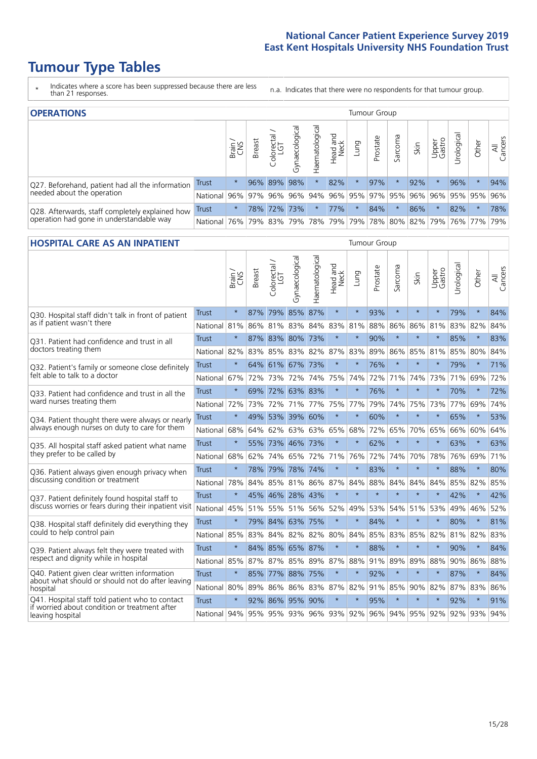# Tumour Type Tables

\* Indicates where a score has been suppressed because there are less than 21 responses.

n.a. Indicates that there were no respondents for that tumour group.

## OPERATIONS

| | | Brain / CNS | Breast | Colorectal / LGT | Gynaecological | Haematological | Head and Neck | Lung | Prostate | Sarcoma | Skin | Upper Gastro | Urological | Other | All Cancers |
|---|---|---|---|---|---|---|---|---|---|---|---|---|---|---|---|
| Q27. Beforehand, patient had all the information needed about the operation | Trust | * | 96% | 89% | 98% | * | 82% | * | 97% | * | 92% | * | 96% | * | 94% |
| | National | 96% | 97% | 96% | 96% | 94% | 96% | 95% | 97% | 95% | 96% | 96% | 95% | 95% | 96% |
| Q28. Afterwards, staff completely explained how operation had gone in understandable way | Trust | * | 78% | 72% | 73% | * | 77% | * | 84% | * | 86% | * | 82% | * | 78% |
| | National | 76% | 79% | 83% | 79% | 78% | 79% | 79% | 78% | 80% | 82% | 79% | 76% | 77% | 79% |

## HOSPITAL CARE AS AN INPATIENT

| | | Brain / CNS | Breast | Colorectal / LGT | Gynaecological | Haematological | Head and Neck | Lung | Prostate | Sarcoma | Skin | Upper Gastro | Urological | Other | All Cancers |
|---|---|---|---|---|---|---|---|---|---|---|---|---|---|---|---|
| Q30. Hospital staff didn't talk in front of patient as if patient wasn't there | Trust | * | 87% | 79% | 85% | 87% | * | * | 93% | * | * | * | 79% | * | 84% |
| | National | 81% | 86% | 81% | 83% | 84% | 83% | 81% | 88% | 86% | 86% | 81% | 83% | 82% | 84% |
| Q31. Patient had confidence and trust in all doctors treating them | Trust | * | 87% | 83% | 80% | 73% | * | * | 90% | * | * | * | 85% | * | 83% |
| | National | 82% | 83% | 85% | 83% | 82% | 87% | 83% | 89% | 86% | 85% | 81% | 85% | 80% | 84% |
| Q32. Patient's family or someone close definitely felt able to talk to a doctor | Trust | * | 64% | 61% | 67% | 73% | * | * | 76% | * | * | * | 79% | * | 71% |
| | National | 67% | 72% | 73% | 72% | 74% | 75% | 74% | 72% | 71% | 74% | 73% | 71% | 69% | 72% |
| Q33. Patient had confidence and trust in all the ward nurses treating them | Trust | * | 69% | 72% | 63% | 83% | * | * | 76% | * | * | * | 70% | * | 72% |
| | National | 72% | 73% | 72% | 71% | 77% | 75% | 77% | 79% | 74% | 75% | 73% | 77% | 69% | 74% |
| Q34. Patient thought there were always or nearly always enough nurses on duty to care for them | Trust | * | 49% | 53% | 39% | 60% | * | * | 60% | * | * | * | 65% | * | 53% |
| | National | 68% | 64% | 62% | 63% | 63% | 65% | 68% | 72% | 65% | 70% | 65% | 66% | 60% | 64% |
| Q35. All hospital staff asked patient what name they prefer to be called by | Trust | * | 55% | 73% | 46% | 73% | * | * | 62% | * | * | * | 63% | * | 63% |
| | National | 68% | 62% | 74% | 65% | 72% | 71% | 76% | 72% | 74% | 70% | 78% | 76% | 69% | 71% |
| Q36. Patient always given enough privacy when discussing condition or treatment | Trust | * | 78% | 79% | 78% | 74% | * | * | 83% | * | * | * | 88% | * | 80% |
| | National | 78% | 84% | 85% | 81% | 86% | 87% | 84% | 88% | 84% | 84% | 84% | 85% | 82% | 85% |
| Q37. Patient definitely found hospital staff to discuss worries or fears during their inpatient visit | Trust | * | 45% | 46% | 28% | 43% | * | * | * | * | * | * | 42% | * | 42% |
| | National | 45% | 51% | 55% | 51% | 56% | 52% | 49% | 53% | 54% | 51% | 53% | 49% | 46% | 52% |
| Q38. Hospital staff definitely did everything they could to help control pain | Trust | * | 79% | 84% | 63% | 75% | * | * | 84% | * | * | * | 80% | * | 81% |
| | National | 85% | 83% | 84% | 82% | 82% | 80% | 84% | 85% | 83% | 85% | 82% | 81% | 82% | 83% |
| Q39. Patient always felt they were treated with respect and dignity while in hospital | Trust | * | 84% | 85% | 65% | 87% | * | * | 88% | * | * | * | 90% | * | 84% |
| | National | 85% | 87% | 87% | 85% | 89% | 87% | 88% | 91% | 89% | 89% | 88% | 90% | 86% | 88% |
| Q40. Patient given clear written information about what should or should not do after leaving hospital | Trust | * | 85% | 77% | 88% | 75% | * | * | 92% | * | * | * | 87% | * | 84% |
| | National | 80% | 89% | 86% | 86% | 83% | 87% | 82% | 91% | 85% | 90% | 82% | 87% | 83% | 86% |
| Q41. Hospital staff told patient who to contact if worried about condition or treatment after leaving hospital | Trust | * | 92% | 86% | 95% | 90% | * | * | 95% | * | * | * | 92% | * | 91% |
| | National | 94% | 95% | 95% | 93% | 96% | 93% | 92% | 96% | 94% | 95% | 92% | 92% | 93% | 94% |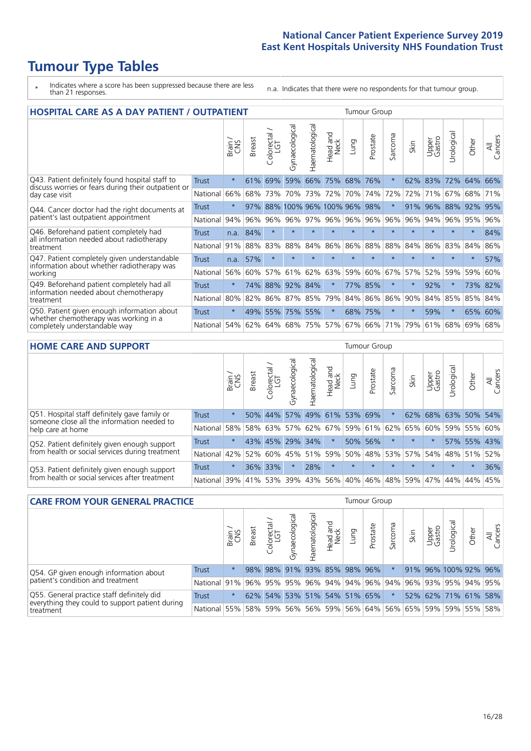# Tumour Type Tables

- \* Indicates where a score has been suppressed because there are less than 21 responses.
- n.a. Indicates that there were no respondents for that tumour group.

## HOSPITAL CARE AS A DAY PATIENT / OUTPATIENT

| | | Brain / CNS | Breast | Colorectal / LGT | Gynaecological | Haematological | Head and Neck | Lung | Prostate | Sarcoma | Skin | Upper Gastro | Urological | Other | All Cancers |
|---|---|---|---|---|---|---|---|---|---|---|---|---|---|---|---|
| Q43. Patient definitely found hospital staff to discuss worries or fears during their outpatient or day case visit | Trust | * | 61% | 69% | 59% | 66% | 75% | 68% | 76% | * | 62% | 83% | 72% | 64% | 66% |
| | National | 66% | 68% | 73% | 70% | 73% | 72% | 70% | 74% | 72% | 72% | 71% | 67% | 68% | 71% |
| Q44. Cancer doctor had the right documents at patient's last outpatient appointment | Trust | * | 97% | 88% | 100% | 96% | 100% | 96% | 98% | * | 91% | 96% | 88% | 92% | 95% |
| | National | 94% | 96% | 96% | 96% | 97% | 96% | 96% | 96% | 96% | 96% | 94% | 96% | 95% | 96% |
| Q46. Beforehand patient completely had all information needed about radiotherapy treatment | Trust | n.a. | 84% | * | * | * | * | * | * | * | * | * | * | * | 84% |
| | National | 91% | 88% | 83% | 88% | 84% | 86% | 86% | 88% | 88% | 84% | 86% | 83% | 84% | 86% |
| Q47. Patient completely given understandable information about whether radiotherapy was working | Trust | n.a. | 57% | * | * | * | * | * | * | * | * | * | * | * | 57% |
| | National | 56% | 60% | 57% | 61% | 62% | 63% | 59% | 60% | 67% | 57% | 52% | 59% | 59% | 60% |
| Q49. Beforehand patient completely had all information needed about chemotherapy treatment | Trust | * | 74% | 88% | 92% | 84% | * | 77% | 85% | * | * | 92% | * | 73% | 82% |
| | National | 80% | 82% | 86% | 87% | 85% | 79% | 84% | 86% | 86% | 90% | 84% | 85% | 85% | 84% |
| Q50. Patient given enough information about whether chemotherapy was working in a completely understandable way | Trust | * | 49% | 55% | 75% | 55% | * | 68% | 75% | * | * | 59% | * | 65% | 60% |
| | National | 54% | 62% | 64% | 68% | 75% | 57% | 67% | 66% | 71% | 79% | 61% | 68% | 69% | 68% |

## HOME CARE AND SUPPORT

| | | Brain / CNS | Breast | Colorectal / LGT | Gynaecological | Haematological | Head and Neck | Lung | Prostate | Sarcoma | Skin | Upper Gastro | Urological | Other | All Cancers |
|---|---|---|---|---|---|---|---|---|---|---|---|---|---|---|---|
| Q51. Hospital staff definitely gave family or someone close all the information needed to help care at home | Trust | * | 50% | 44% | 57% | 49% | 61% | 53% | 69% | * | 62% | 68% | 63% | 50% | 54% |
| | National | 58% | 58% | 63% | 57% | 62% | 67% | 59% | 61% | 62% | 65% | 60% | 59% | 55% | 60% |
| Q52. Patient definitely given enough support from health or social services during treatment | Trust | * | 43% | 45% | 29% | 34% | * | 50% | 56% | * | * | * | 57% | 55% | 43% |
| | National | 42% | 52% | 60% | 45% | 51% | 59% | 50% | 48% | 53% | 57% | 54% | 48% | 51% | 52% |
| Q53. Patient definitely given enough support from health or social services after treatment | Trust | * | 36% | 33% | * | 28% | * | * | * | * | * | * | * | * | 36% |
| | National | 39% | 41% | 53% | 39% | 43% | 56% | 40% | 46% | 48% | 59% | 47% | 44% | 44% | 45% |

## CARE FROM YOUR GENERAL PRACTICE

| | | Brain / CNS | Breast | Colorectal / LGT | Gynaecological | Haematological | Head and Neck | Lung | Prostate | Sarcoma | Skin | Upper Gastro | Urological | Other | All Cancers |
|---|---|---|---|---|---|---|---|---|---|---|---|---|---|---|---|
| Q54. GP given enough information about patient's condition and treatment | Trust | * | 98% | 98% | 91% | 93% | 85% | 98% | 96% | * | 91% | 96% | 100% | 92% | 96% |
| | National | 91% | 96% | 95% | 95% | 96% | 94% | 94% | 96% | 94% | 96% | 93% | 95% | 94% | 95% |
| Q55. General practice staff definitely did everything they could to support patient during treatment | Trust | * | 62% | 54% | 53% | 51% | 54% | 51% | 65% | * | 52% | 62% | 71% | 61% | 58% |
| | National | 55% | 58% | 59% | 56% | 56% | 59% | 56% | 64% | 56% | 65% | 59% | 59% | 55% | 58% |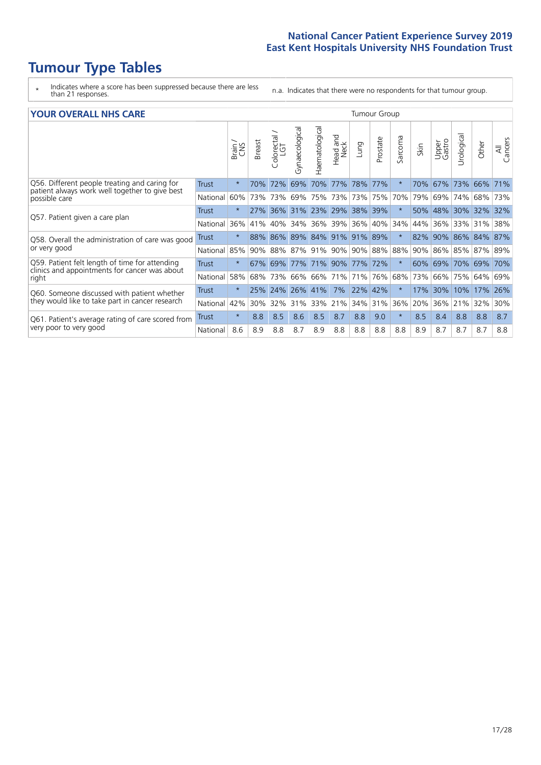# Tumour Type Tables

\* Indicates where a score has been suppressed because there are less than 21 responses.

n.a. Indicates that there were no respondents for that tumour group.

## YOUR OVERALL NHS CARE

| | | Brain / CNS | Breast | Colorectal / LGT | Gynaecological | Haematological | Head and Neck | Lung | Prostate | Sarcoma | Skin | Upper Gastro | Urological | Other | All Cancers |
|---|---|---|---|---|---|---|---|---|---|---|---|---|---|---|---|
| Q56. Different people treating and caring for patient always work well together to give best possible care | Trust | * | 70% | 72% | 69% | 70% | 77% | 78% | 77% | * | 70% | 67% | 73% | 66% | 71% |
| | National | 60% | 73% | 73% | 69% | 75% | 73% | 73% | 75% | 70% | 79% | 69% | 74% | 68% | 73% |
| Q57. Patient given a care plan | Trust | * | 27% | 36% | 31% | 23% | 29% | 38% | 39% | * | 50% | 48% | 30% | 32% | 32% |
| | National | 36% | 41% | 40% | 34% | 36% | 39% | 36% | 40% | 34% | 44% | 36% | 33% | 31% | 38% |
| Q58. Overall the administration of care was good or very good | Trust | * | 88% | 86% | 89% | 84% | 91% | 91% | 89% | * | 82% | 90% | 86% | 84% | 87% |
| | National | 85% | 90% | 88% | 87% | 91% | 90% | 90% | 88% | 88% | 90% | 86% | 85% | 87% | 89% |
| Q59. Patient felt length of time for attending clinics and appointments for cancer was about right | Trust | * | 67% | 69% | 77% | 71% | 90% | 77% | 72% | * | 60% | 69% | 70% | 69% | 70% |
| | National | 58% | 68% | 73% | 66% | 66% | 71% | 71% | 76% | 68% | 73% | 66% | 75% | 64% | 69% |
| Q60. Someone discussed with patient whether they would like to take part in cancer research | Trust | * | 25% | 24% | 26% | 41% | 7% | 22% | 42% | * | 17% | 30% | 10% | 17% | 26% |
| | National | 42% | 30% | 32% | 31% | 33% | 21% | 34% | 31% | 36% | 20% | 36% | 21% | 32% | 30% |
| Q61. Patient's average rating of care scored from very poor to very good | Trust | * | 8.8 | 8.5 | 8.6 | 8.5 | 8.7 | 8.8 | 9.0 | * | 8.5 | 8.4 | 8.8 | 8.8 | 8.7 |
| | National | 8.6 | 8.9 | 8.8 | 8.7 | 8.9 | 8.8 | 8.8 | 8.8 | 8.8 | 8.9 | 8.7 | 8.7 | 8.7 | 8.8 |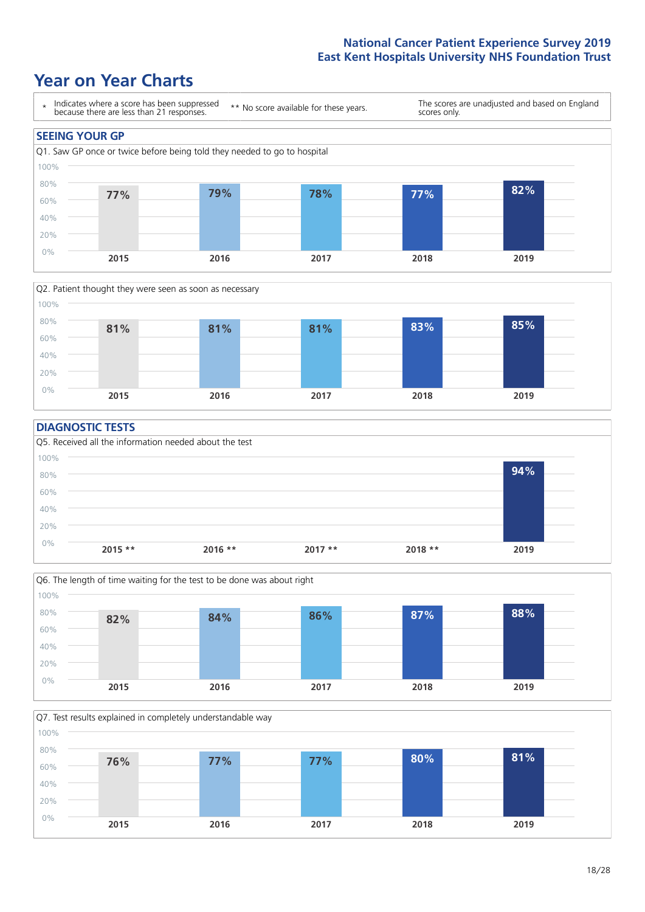# Year on Year Charts

\* Indicates where a score has been suppressed because there are less than 21 responses.

** No score available for these years.

The scores are unadjusted and based on England scores only.

## SEEING YOUR GP

Q1. Saw GP once or twice before being told they needed to go to hospital

| 2015 | 2016 | 2017 | 2018 | 2019 |
|---|---|---|---|---|
| 77% | 79% | 78% | 77% | 82% |

Q2. Patient thought they were seen as soon as necessary

| 2015 | 2016 | 2017 | 2018 | 2019 |
|---|---|---|---|---|
| 81% | 81% | 81% | 83% | 85% |

## DIAGNOSTIC TESTS

Q5. Received all the information needed about the test

| 2015 ** | 2016 ** | 2017 ** | 2018 ** | 2019 |
|---|---|---|---|---|
| | | | | 94% |

Q6. The length of time waiting for the test to be done was about right

| 2015 | 2016 | 2017 | 2018 | 2019 |
|---|---|---|---|---|
| 82% | 84% | 86% | 87% | 88% |

Q7. Test results explained in completely understandable way

| 2015 | 2016 | 2017 | 2018 | 2019 |
|---|---|---|---|---|
| 76% | 77% | 77% | 80% | 81% |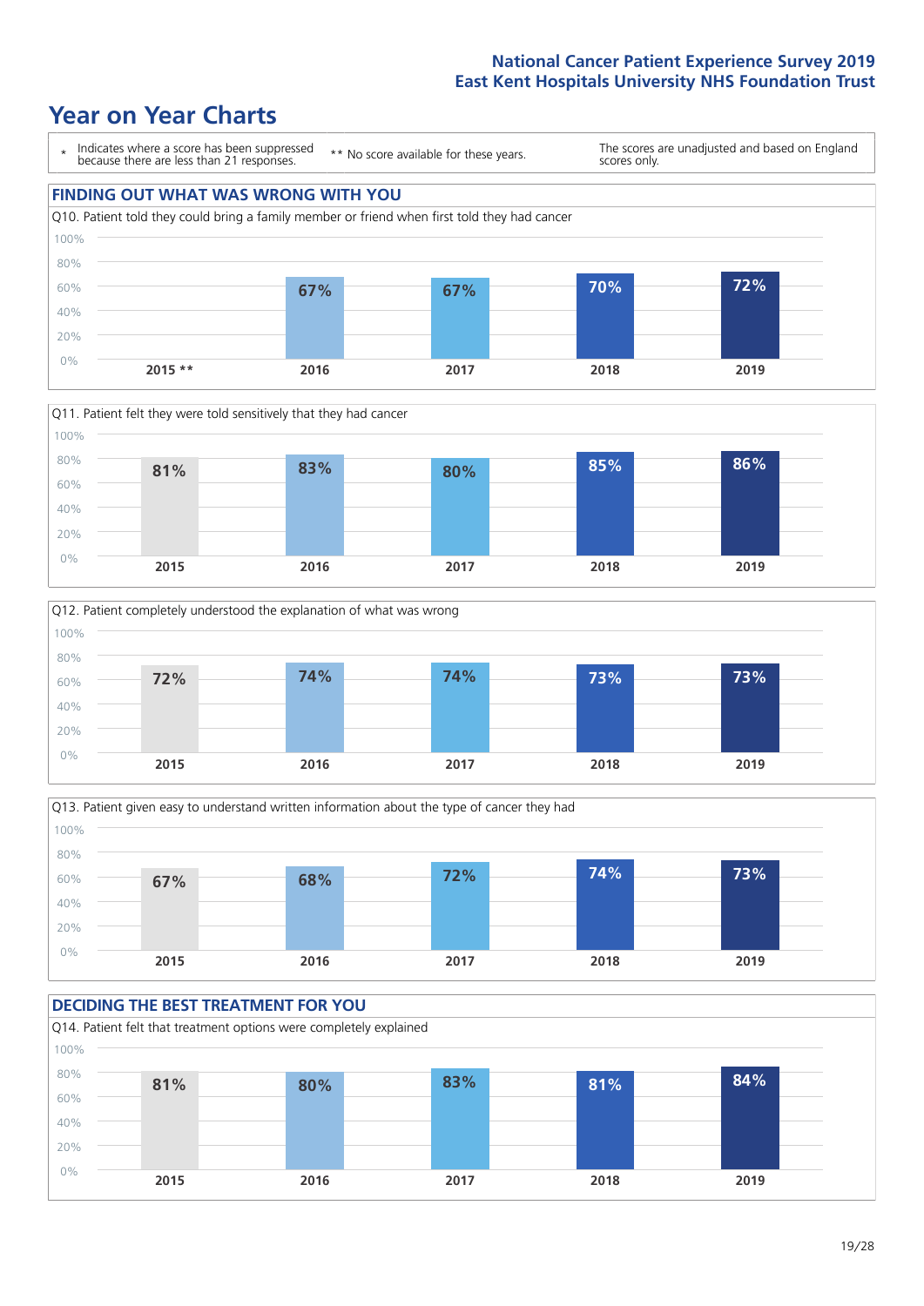# Year on Year Charts

\* Indicates where a score has been suppressed because there are less than 21 responses.

** No score available for these years.

The scores are unadjusted and based on England scores only.

## FINDING OUT WHAT WAS WRONG WITH YOU

Q10. Patient told they could bring a family member or friend when first told they had cancer

| 2015 ** | 2016 | 2017 | 2018 | 2019 |
|---|---|---|---|---|
| | 67% | 67% | 70% | 72% |

Q11. Patient felt they were told sensitively that they had cancer

| 2015 | 2016 | 2017 | 2018 | 2019 |
|---|---|---|---|---|
| 81% | 83% | 80% | 85% | 86% |

Q12. Patient completely understood the explanation of what was wrong

| 2015 | 2016 | 2017 | 2018 | 2019 |
|---|---|---|---|---|
| 72% | 74% | 74% | 73% | 73% |

Q13. Patient given easy to understand written information about the type of cancer they had

| 2015 | 2016 | 2017 | 2018 | 2019 |
|---|---|---|---|---|
| 67% | 68% | 72% | 74% | 73% |

## DECIDING THE BEST TREATMENT FOR YOU

Q14. Patient felt that treatment options were completely explained

| 2015 | 2016 | 2017 | 2018 | 2019 |
|---|---|---|---|---|
| 81% | 80% | 83% | 81% | 84% |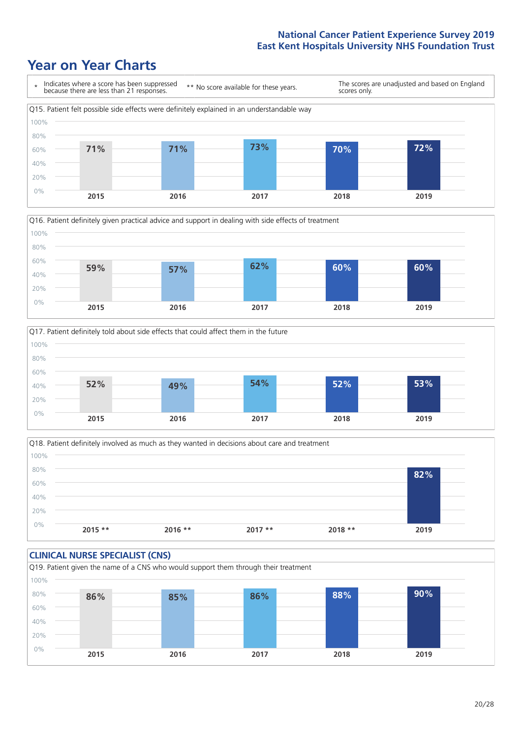# Year on Year Charts

\* Indicates where a score has been suppressed because there are less than 21 responses.

** No score available for these years.

The scores are unadjusted and based on England scores only.

Q15. Patient felt possible side effects were definitely explained in an understandable way

| 2015 | 2016 | 2017 | 2018 | 2019 |
|---|---|---|---|---|
| 71% | 71% | 73% | 70% | 72% |

Q16. Patient definitely given practical advice and support in dealing with side effects of treatment

| 2015 | 2016 | 2017 | 2018 | 2019 |
|---|---|---|---|---|
| 59% | 57% | 62% | 60% | 60% |

Q17. Patient definitely told about side effects that could affect them in the future

| 2015 | 2016 | 2017 | 2018 | 2019 |
|---|---|---|---|---|
| 52% | 49% | 54% | 52% | 53% |

Q18. Patient definitely involved as much as they wanted in decisions about care and treatment

| 2015 ** | 2016 ** | 2017 ** | 2018 ** | 2019 |
|---|---|---|---|---|
| | | | | 82% |

## CLINICAL NURSE SPECIALIST (CNS)

Q19. Patient given the name of a CNS who would support them through their treatment

| 2015 | 2016 | 2017 | 2018 | 2019 |
|---|---|---|---|---|
| 86% | 85% | 86% | 88% | 90% |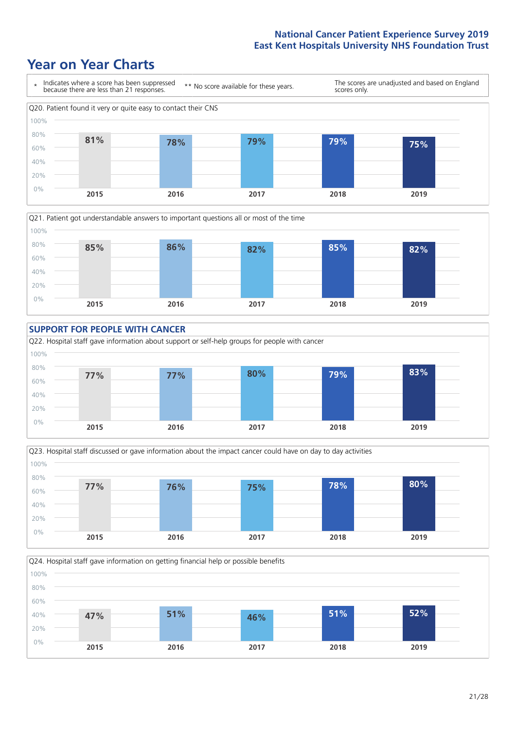# Year on Year Charts

\* Indicates where a score has been suppressed because there are less than 21 responses.

\*\* No score available for these years.

The scores are unadjusted and based on England scores only.

Q20. Patient found it very or quite easy to contact their CNS

| 2015 | 2016 | 2017 | 2018 | 2019 |
|---|---|---|---|---|
| 81% | 78% | 79% | 79% | 75% |

Q21. Patient got understandable answers to important questions all or most of the time

| 2015 | 2016 | 2017 | 2018 | 2019 |
|---|---|---|---|---|
| 85% | 86% | 82% | 85% | 82% |

## SUPPORT FOR PEOPLE WITH CANCER

Q22. Hospital staff gave information about support or self-help groups for people with cancer

| 2015 | 2016 | 2017 | 2018 | 2019 |
|---|---|---|---|---|
| 77% | 77% | 80% | 79% | 83% |

Q23. Hospital staff discussed or gave information about the impact cancer could have on day to day activities

| 2015 | 2016 | 2017 | 2018 | 2019 |
|---|---|---|---|---|
| 77% | 76% | 75% | 78% | 80% |

Q24. Hospital staff gave information on getting financial help or possible benefits

| 2015 | 2016 | 2017 | 2018 | 2019 |
|---|---|---|---|---|
| 47% | 51% | 46% | 51% | 52% |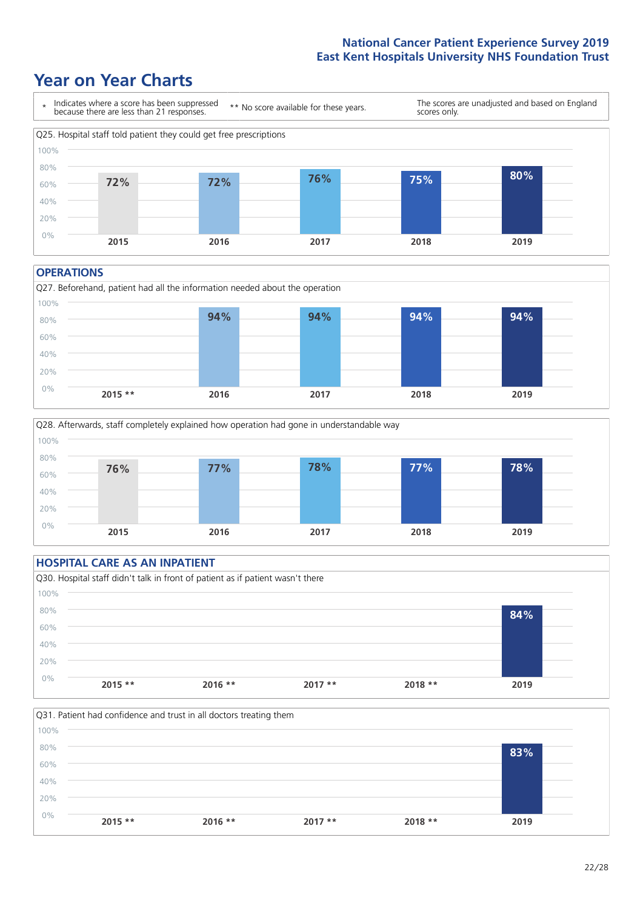National Cancer Patient Experience Survey 2019
East Kent Hospitals University NHS Foundation Trust

# Year on Year Charts

\* Indicates where a score has been suppressed because there are less than 21 responses.

** No score available for these years.

The scores are unadjusted and based on England scores only.

Q25. Hospital staff told patient they could get free prescriptions

| 2015 | 2016 | 2017 | 2018 | 2019 |
|---|---|---|---|---|
| 72% | 72% | 76% | 75% | 80% |

## OPERATIONS

Q27. Beforehand, patient had all the information needed about the operation

| 2015 ** | 2016 | 2017 | 2018 | 2019 |
|---|---|---|---|---|
| | 94% | 94% | 94% | 94% |

Q28. Afterwards, staff completely explained how operation had gone in understandable way

| 2015 | 2016 | 2017 | 2018 | 2019 |
|---|---|---|---|---|
| 76% | 77% | 78% | 77% | 78% |

## HOSPITAL CARE AS AN INPATIENT

Q30. Hospital staff didn't talk in front of patient as if patient wasn't there

| 2015 ** | 2016 ** | 2017 ** | 2018 ** | 2019 |
|---|---|---|---|---|
| | | | | 84% |

Q31. Patient had confidence and trust in all doctors treating them

| 2015 ** | 2016 ** | 2017 ** | 2018 ** | 2019 |
|---|---|---|---|---|
| | | | | 83% |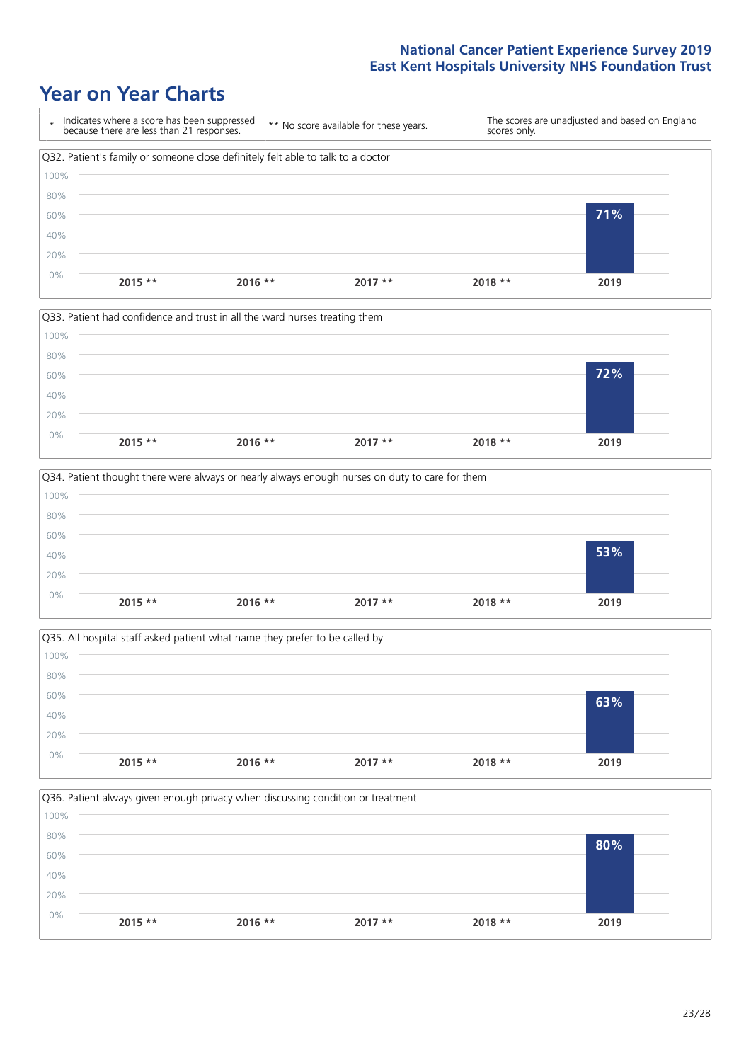# Year on Year Charts

\* Indicates where a score has been suppressed because there are less than 21 responses.

** No score available for these years.

The scores are unadjusted and based on England scores only.

Q32. Patient's family or someone close definitely felt able to talk to a doctor

| 2015 ** | 2016 ** | 2017 ** | 2018 ** | 2019 |
| --- | --- | --- | --- | --- |
| | | | | 71% |

Q33. Patient had confidence and trust in all the ward nurses treating them

| 2015 ** | 2016 ** | 2017 ** | 2018 ** | 2019 |
| --- | --- | --- | --- | --- |
| | | | | 72% |

Q34. Patient thought there were always or nearly always enough nurses on duty to care for them

| 2015 ** | 2016 ** | 2017 ** | 2018 ** | 2019 |
| --- | --- | --- | --- | --- |
| | | | | 53% |

Q35. All hospital staff asked patient what name they prefer to be called by

| 2015 ** | 2016 ** | 2017 ** | 2018 ** | 2019 |
| --- | --- | --- | --- | --- |
| | | | | 63% |

Q36. Patient always given enough privacy when discussing condition or treatment

| 2015 ** | 2016 ** | 2017 ** | 2018 ** | 2019 |
| --- | --- | --- | --- | --- |
| | | | | 80% |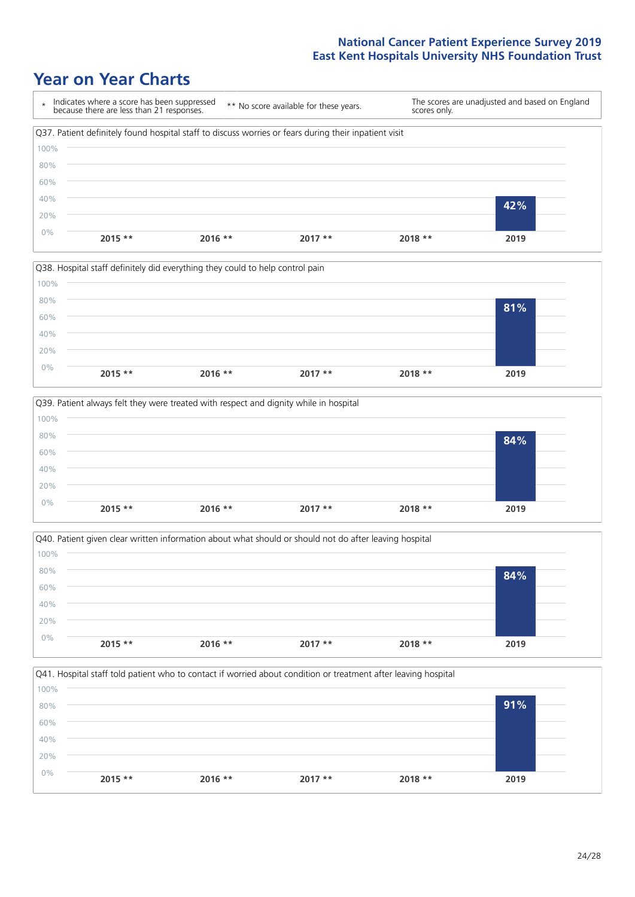# Year on Year Charts

| * Indicates where a score has been suppressed because there are less than 21 responses. | ** No score available for these years. | The scores are unadjusted and based on England scores only. |
|---|---|---|

Q37. Patient definitely found hospital staff to discuss worries or fears during their inpatient visit

| 2015 ** | 2016 ** | 2017 ** | 2018 ** | 2019 |
|---|---|---|---|---|
| | | | | 42% |

Q38. Hospital staff definitely did everything they could to help control pain

| 2015 ** | 2016 ** | 2017 ** | 2018 ** | 2019 |
|---|---|---|---|---|
| | | | | 81% |

Q39. Patient always felt they were treated with respect and dignity while in hospital

| 2015 ** | 2016 ** | 2017 ** | 2018 ** | 2019 |
|---|---|---|---|---|
| | | | | 84% |

Q40. Patient given clear written information about what should or should not do after leaving hospital

| 2015 ** | 2016 ** | 2017 ** | 2018 ** | 2019 |
|---|---|---|---|---|
| | | | | 84% |

Q41. Hospital staff told patient who to contact if worried about condition or treatment after leaving hospital

| 2015 ** | 2016 ** | 2017 ** | 2018 ** | 2019 |
|---|---|---|---|---|
| | | | | 91% |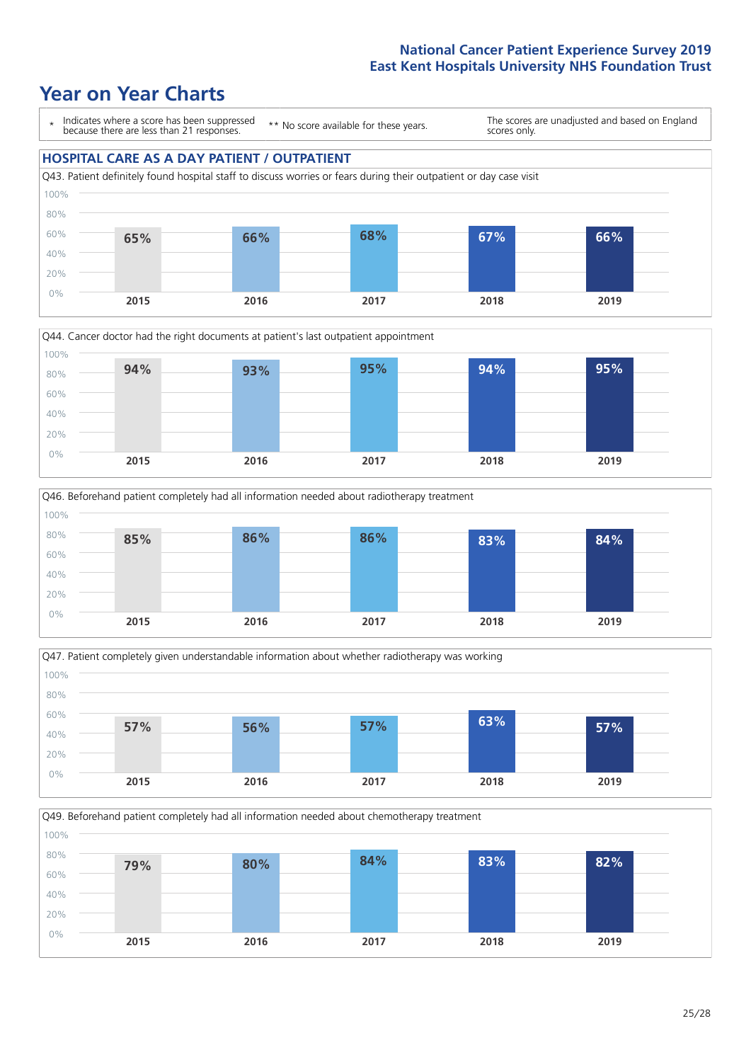# Year on Year Charts

\* Indicates where a score has been suppressed because there are less than 21 responses.

\*\* No score available for these years.

The scores are unadjusted and based on England scores only.

## HOSPITAL CARE AS A DAY PATIENT / OUTPATIENT

Q43. Patient definitely found hospital staff to discuss worries or fears during their outpatient or day case visit

| 2015 | 2016 | 2017 | 2018 | 2019 |
|---|---|---|---|---|
| 65% | 66% | 68% | 67% | 66% |

Q44. Cancer doctor had the right documents at patient's last outpatient appointment

| 2015 | 2016 | 2017 | 2018 | 2019 |
|---|---|---|---|---|
| 94% | 93% | 95% | 94% | 95% |

Q46. Beforehand patient completely had all information needed about radiotherapy treatment

| 2015 | 2016 | 2017 | 2018 | 2019 |
|---|---|---|---|---|
| 85% | 86% | 86% | 83% | 84% |

Q47. Patient completely given understandable information about whether radiotherapy was working

| 2015 | 2016 | 2017 | 2018 | 2019 |
|---|---|---|---|---|
| 57% | 56% | 57% | 63% | 57% |

Q49. Beforehand patient completely had all information needed about chemotherapy treatment

| 2015 | 2016 | 2017 | 2018 | 2019 |
|---|---|---|---|---|
| 79% | 80% | 84% | 83% | 82% |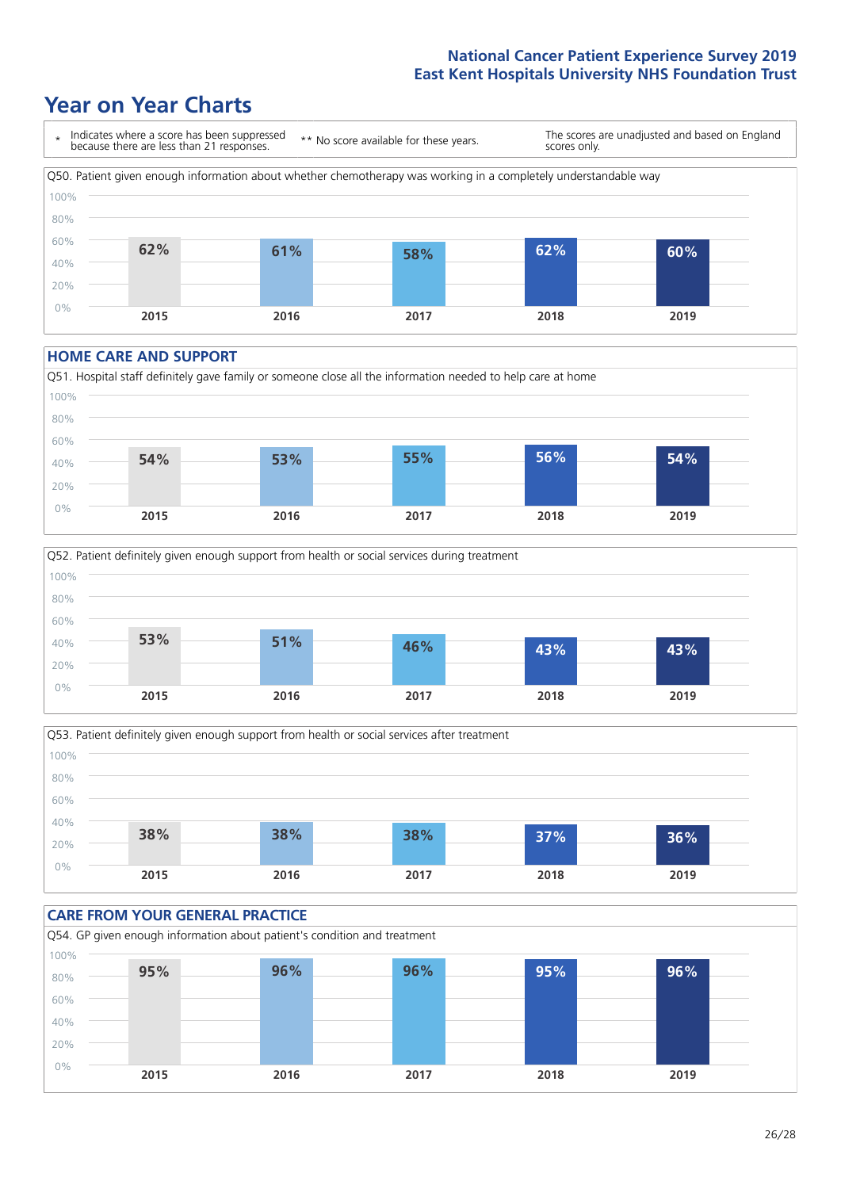# Year on Year Charts

\* Indicates where a score has been suppressed because there are less than 21 responses.

\*\* No score available for these years.

The scores are unadjusted and based on England scores only.

Q50. Patient given enough information about whether chemotherapy was working in a completely understandable way

| 2015 | 2016 | 2017 | 2018 | 2019 |
| --- | --- | --- | --- | --- |
| 62% | 61% | 58% | 62% | 60% |

## HOME CARE AND SUPPORT

Q51. Hospital staff definitely gave family or someone close all the information needed to help care at home

| 2015 | 2016 | 2017 | 2018 | 2019 |
| --- | --- | --- | --- | --- |
| 54% | 53% | 55% | 56% | 54% |

Q52. Patient definitely given enough support from health or social services during treatment

| 2015 | 2016 | 2017 | 2018 | 2019 |
| --- | --- | --- | --- | --- |
| 53% | 51% | 46% | 43% | 43% |

Q53. Patient definitely given enough support from health or social services after treatment

| 2015 | 2016 | 2017 | 2018 | 2019 |
| --- | --- | --- | --- | --- |
| 38% | 38% | 38% | 37% | 36% |

## CARE FROM YOUR GENERAL PRACTICE

Q54. GP given enough information about patient's condition and treatment

| 2015 | 2016 | 2017 | 2018 | 2019 |
| --- | --- | --- | --- | --- |
| 95% | 96% | 96% | 95% | 96% |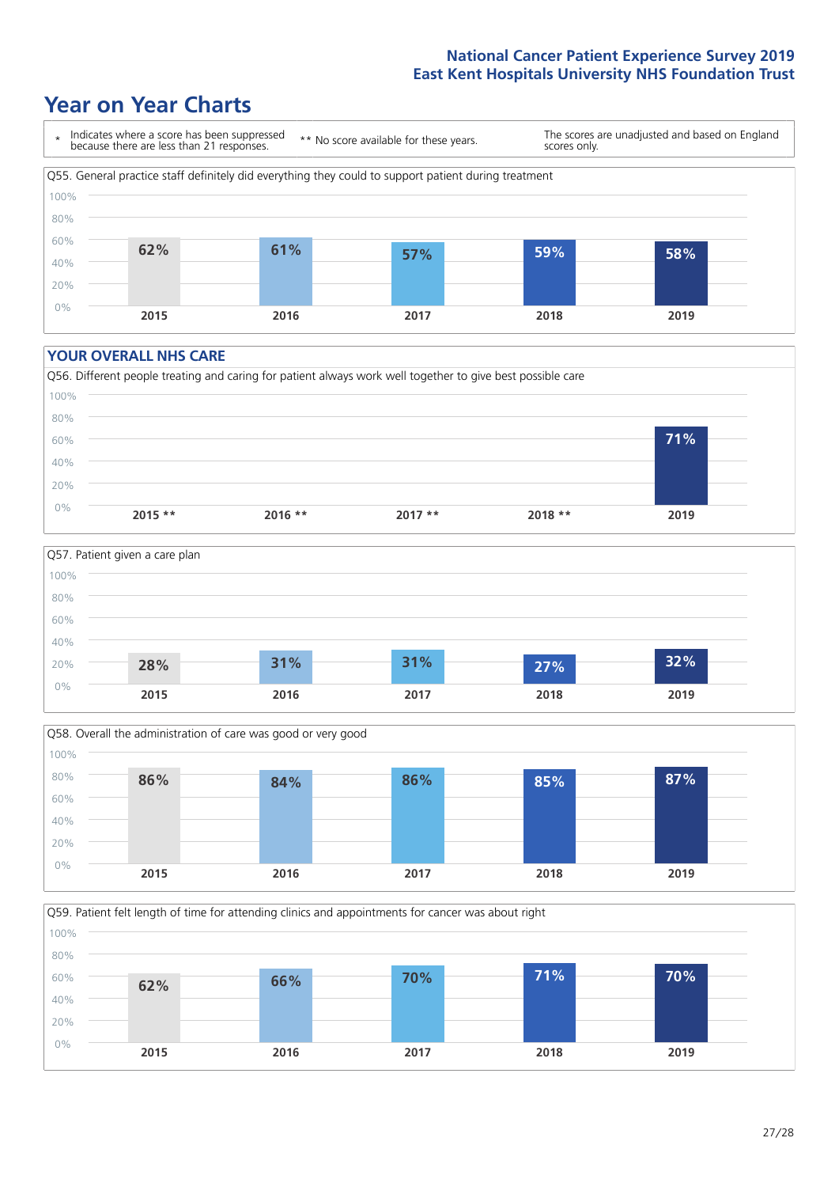# Year on Year Charts

\* Indicates where a score has been suppressed because there are less than 21 responses.

\*\* No score available for these years.

The scores are unadjusted and based on England scores only.

Q55. General practice staff definitely did everything they could to support patient during treatment

| 2015 | 2016 | 2017 | 2018 | 2019 |
|---|---|---|---|---|
| 62% | 61% | 57% | 59% | 58% |

## YOUR OVERALL NHS CARE

Q56. Different people treating and caring for patient always work well together to give best possible care

| 2015 ** | 2016 ** | 2017 ** | 2018 ** | 2019 |
|---|---|---|---|---|
| | | | | 71% |

Q57. Patient given a care plan

| 2015 | 2016 | 2017 | 2018 | 2019 |
|---|---|---|---|---|
| 28% | 31% | 31% | 27% | 32% |

Q58. Overall the administration of care was good or very good

| 2015 | 2016 | 2017 | 2018 | 2019 |
|---|---|---|---|---|
| 86% | 84% | 86% | 85% | 87% |

Q59. Patient felt length of time for attending clinics and appointments for cancer was about right

| 2015 | 2016 | 2017 | 2018 | 2019 |
|---|---|---|---|---|
| 62% | 66% | 70% | 71% | 70% |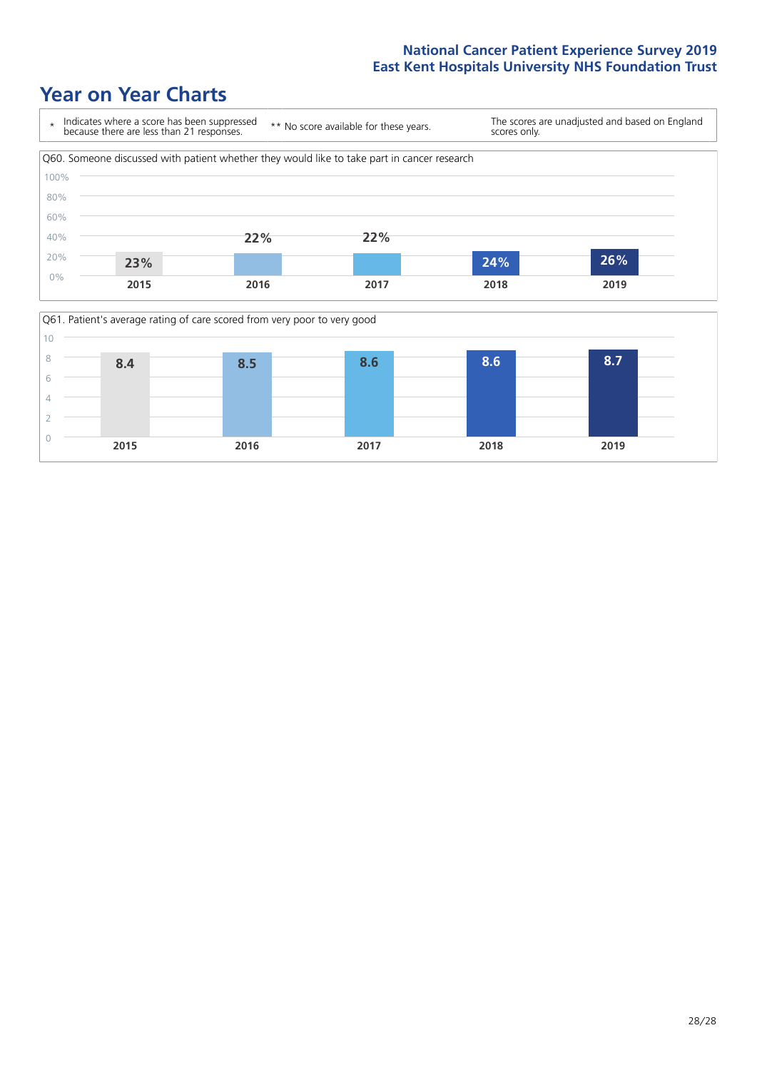# Year on Year Charts

\* Indicates where a score has been suppressed because there are less than 21 responses.

** No score available for these years.

The scores are unadjusted and based on England scores only.

Q60. Someone discussed with patient whether they would like to take part in cancer research

100%
80%
60%
40%
20%
0%

23% 2015
22% 2016
22% 2017
24% 2018
26% 2019

Q61. Patient's average rating of care scored from very poor to very good

10
8
6
4
2
0

8.4 2015
8.5 2016
8.6 2017
8.6 2018
8.7 2019